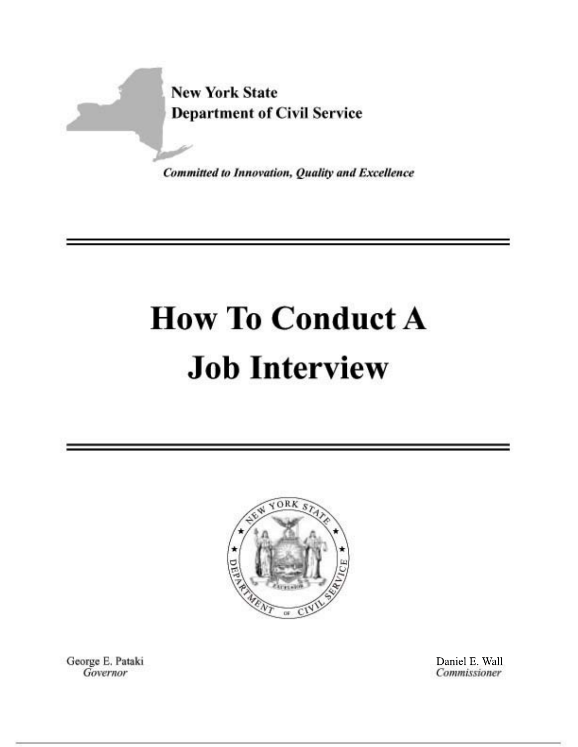**New York State**
**Department of Civil Service**

***Committed to Innovation, Quality and Excellence***

# How To Conduct A Job Interview

George E. Pataki
*Governor*

Daniel E. Wall
*Commissioner*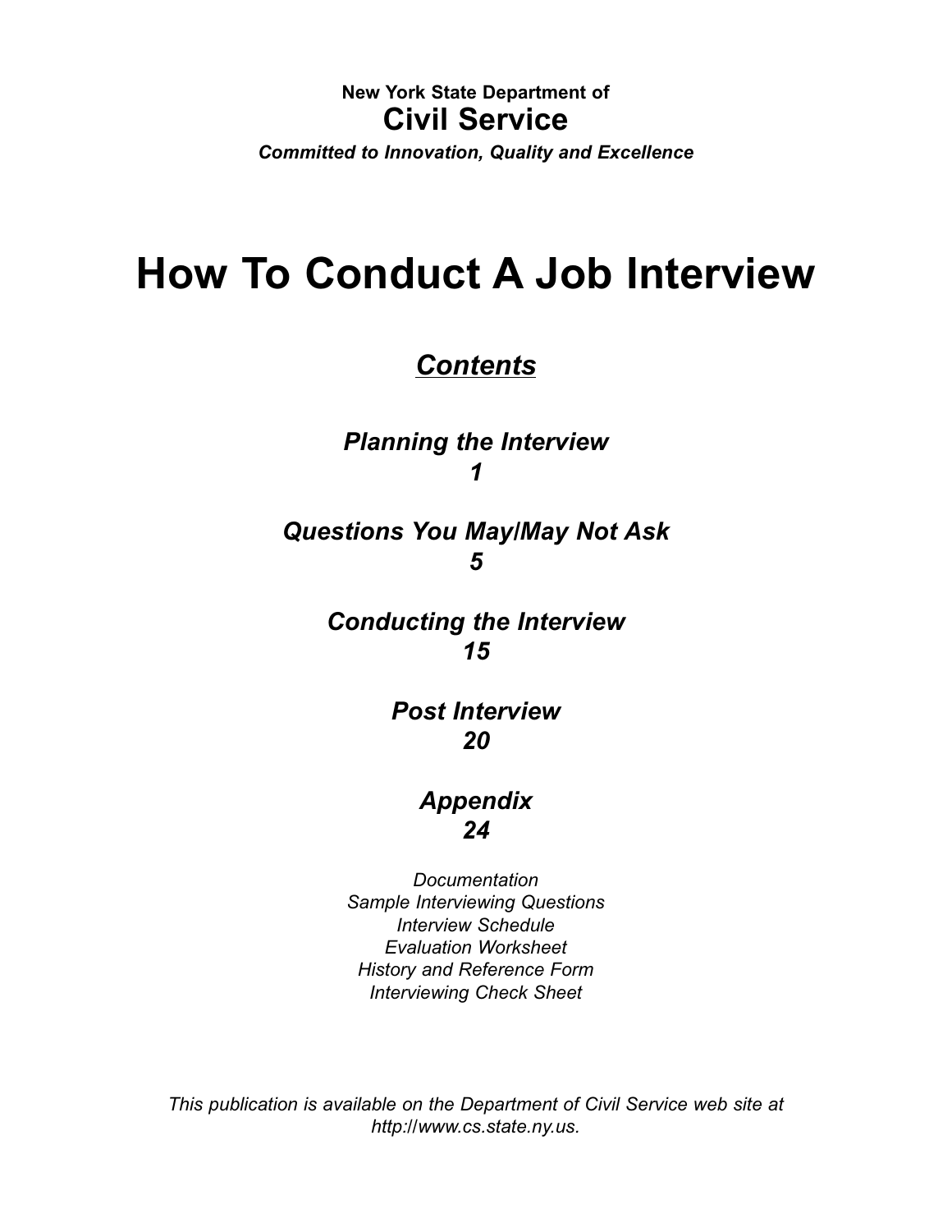**New York State Department of**

## Civil Service

***Committed to Innovation, Quality and Excellence***

# How To Conduct A Job Interview

## ***Contents***

***Planning the Interview***
***1***

***Questions You May/May Not Ask***
***5***

***Conducting the Interview***
***15***

***Post Interview***
***20***

***Appendix***
***24***

*Documentation*
*Sample Interviewing Questions*
*Interview Schedule*
*Evaluation Worksheet*
*History and Reference Form*
*Interviewing Check Sheet*

*This publication is available on the Department of Civil Service web site at http://www.cs.state.ny.us.*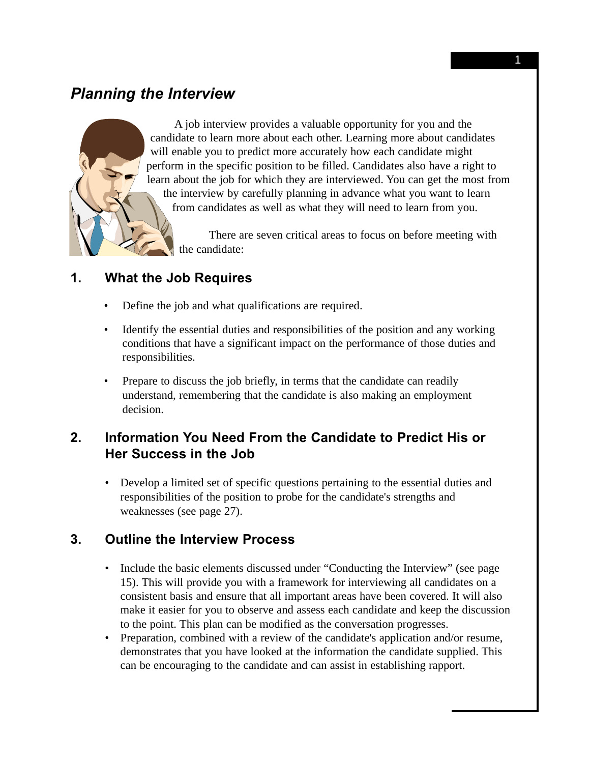## *Planning the Interview*

A job interview provides a valuable opportunity for you and the candidate to learn more about each other. Learning more about candidates will enable you to predict more accurately how each candidate might perform in the specific position to be filled. Candidates also have a right to learn about the job for which they are interviewed. You can get the most from the interview by carefully planning in advance what you want to learn from candidates as well as what they will need to learn from you.

There are seven critical areas to focus on before meeting with the candidate:

### 1. What the Job Requires

- Define the job and what qualifications are required.
- Identify the essential duties and responsibilities of the position and any working conditions that have a significant impact on the performance of those duties and responsibilities.
- Prepare to discuss the job briefly, in terms that the candidate can readily understand, remembering that the candidate is also making an employment decision.

### 2. Information You Need From the Candidate to Predict His or Her Success in the Job

- Develop a limited set of specific questions pertaining to the essential duties and responsibilities of the position to probe for the candidate's strengths and weaknesses (see page 27).

### 3. Outline the Interview Process

- Include the basic elements discussed under "Conducting the Interview" (see page 15). This will provide you with a framework for interviewing all candidates on a consistent basis and ensure that all important areas have been covered. It will also make it easier for you to observe and assess each candidate and keep the discussion to the point. This plan can be modified as the conversation progresses.
- Preparation, combined with a review of the candidate's application and/or resume, demonstrates that you have looked at the information the candidate supplied. This can be encouraging to the candidate and can assist in establishing rapport.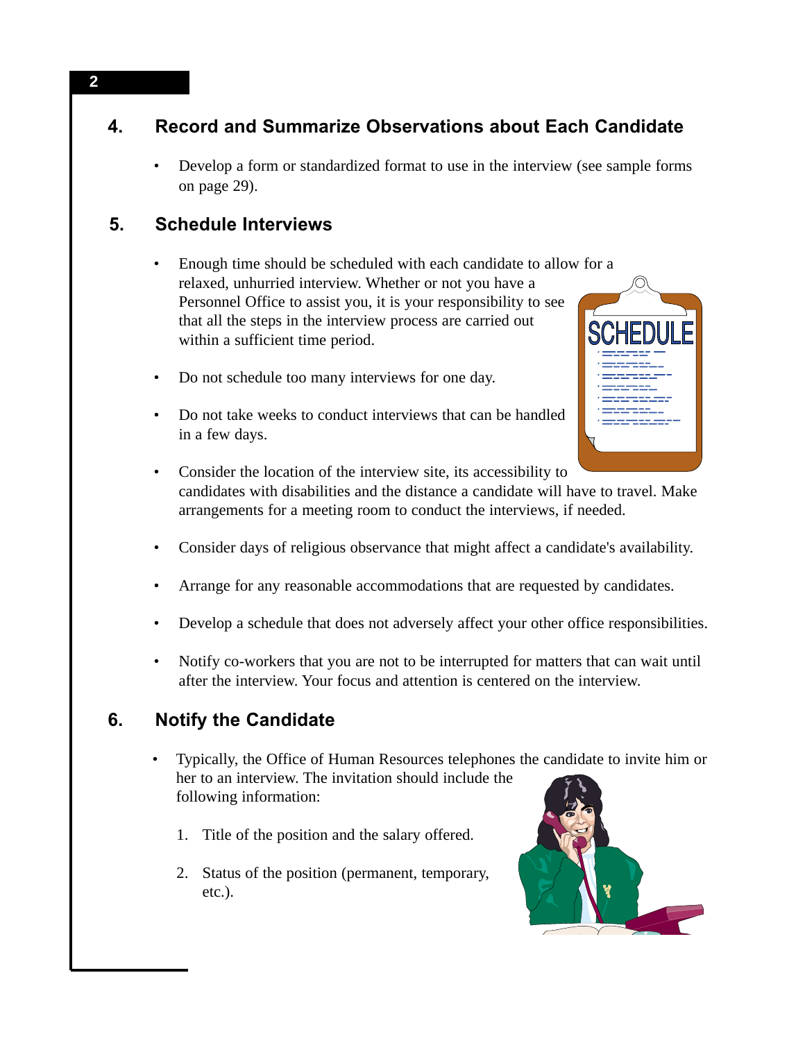## 4. Record and Summarize Observations about Each Candidate

- Develop a form or standardized format to use in the interview (see sample forms on page 29).

## 5. Schedule Interviews

- Enough time should be scheduled with each candidate to allow for a relaxed, unhurried interview. Whether or not you have a Personnel Office to assist you, it is your responsibility to see that all the steps in the interview process are carried out within a sufficient time period.

- Do not schedule too many interviews for one day.

- Do not take weeks to conduct interviews that can be handled in a few days.

- Consider the location of the interview site, its accessibility to candidates with disabilities and the distance a candidate will have to travel. Make arrangements for a meeting room to conduct the interviews, if needed.

- Consider days of religious observance that might affect a candidate's availability.

- Arrange for any reasonable accommodations that are requested by candidates.

- Develop a schedule that does not adversely affect your other office responsibilities.

- Notify co-workers that you are not to be interrupted for matters that can wait until after the interview. Your focus and attention is centered on the interview.

## 6. Notify the Candidate

- Typically, the Office of Human Resources telephones the candidate to invite him or her to an interview. The invitation should include the following information:

  1. Title of the position and the salary offered.

  2. Status of the position (permanent, temporary, etc.).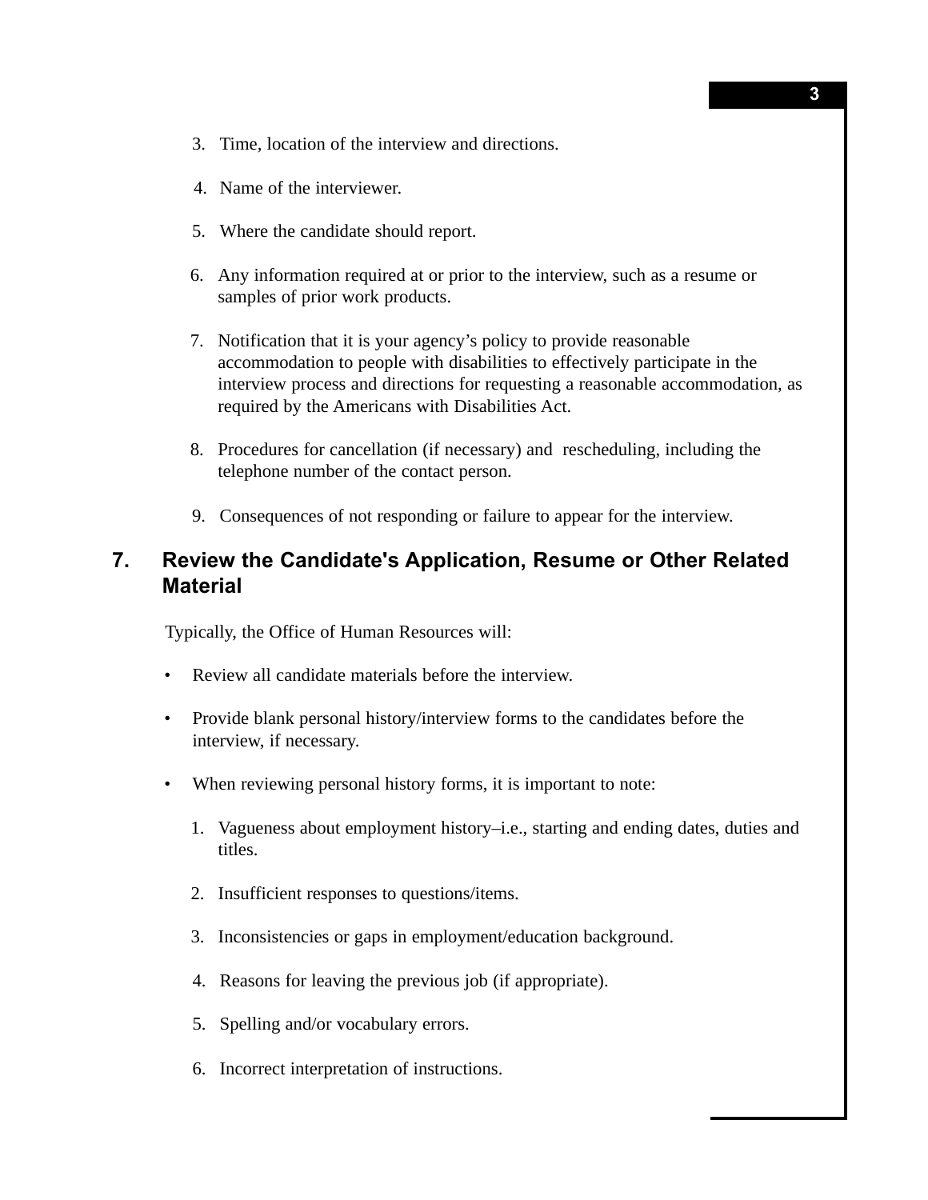3. Time, location of the interview and directions.

4. Name of the interviewer.

5. Where the candidate should report.

6. Any information required at or prior to the interview, such as a resume or samples of prior work products.

7. Notification that it is your agency's policy to provide reasonable accommodation to people with disabilities to effectively participate in the interview process and directions for requesting a reasonable accommodation, as required by the Americans with Disabilities Act.

8. Procedures for cancellation (if necessary) and rescheduling, including the telephone number of the contact person.

9. Consequences of not responding or failure to appear for the interview.

## 7. Review the Candidate's Application, Resume or Other Related Material

Typically, the Office of Human Resources will:

- Review all candidate materials before the interview.
- Provide blank personal history/interview forms to the candidates before the interview, if necessary.
- When reviewing personal history forms, it is important to note:
    1. Vagueness about employment history–i.e., starting and ending dates, duties and titles.
    2. Insufficient responses to questions/items.
    3. Inconsistencies or gaps in employment/education background.
    4. Reasons for leaving the previous job (if appropriate).
    5. Spelling and/or vocabulary errors.
    6. Incorrect interpretation of instructions.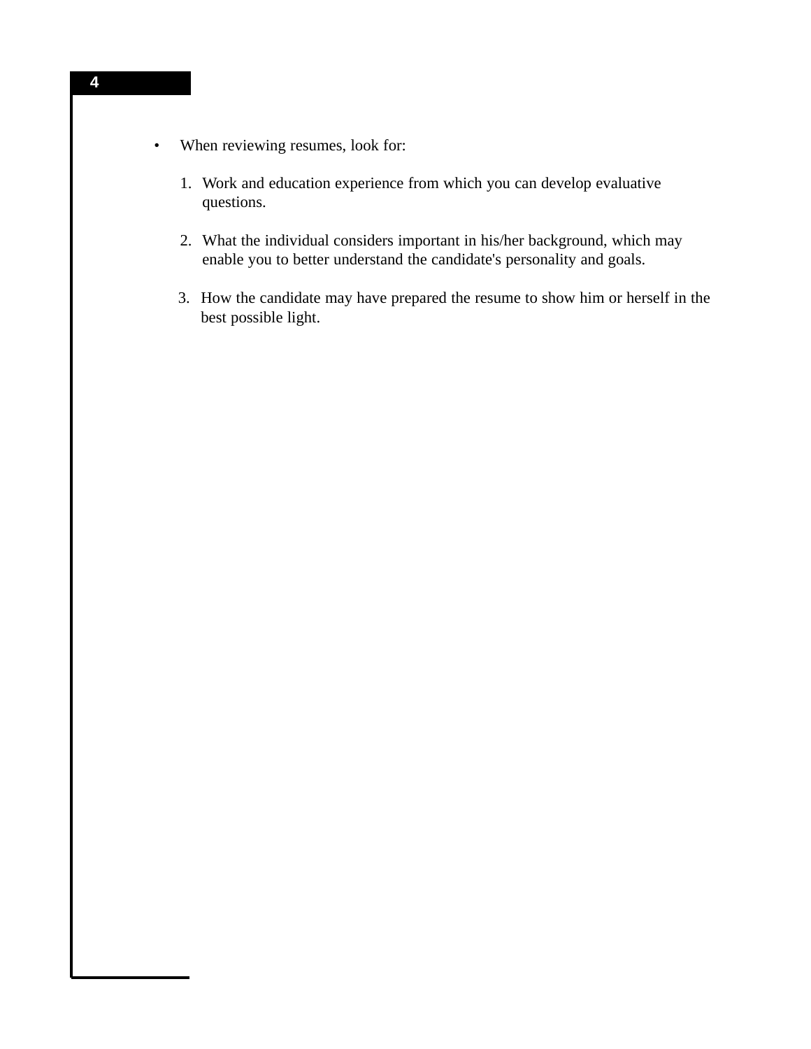- When reviewing resumes, look for:

  1. Work and education experience from which you can develop evaluative questions.

  2. What the individual considers important in his/her background, which may enable you to better understand the candidate's personality and goals.

  3. How the candidate may have prepared the resume to show him or herself in the best possible light.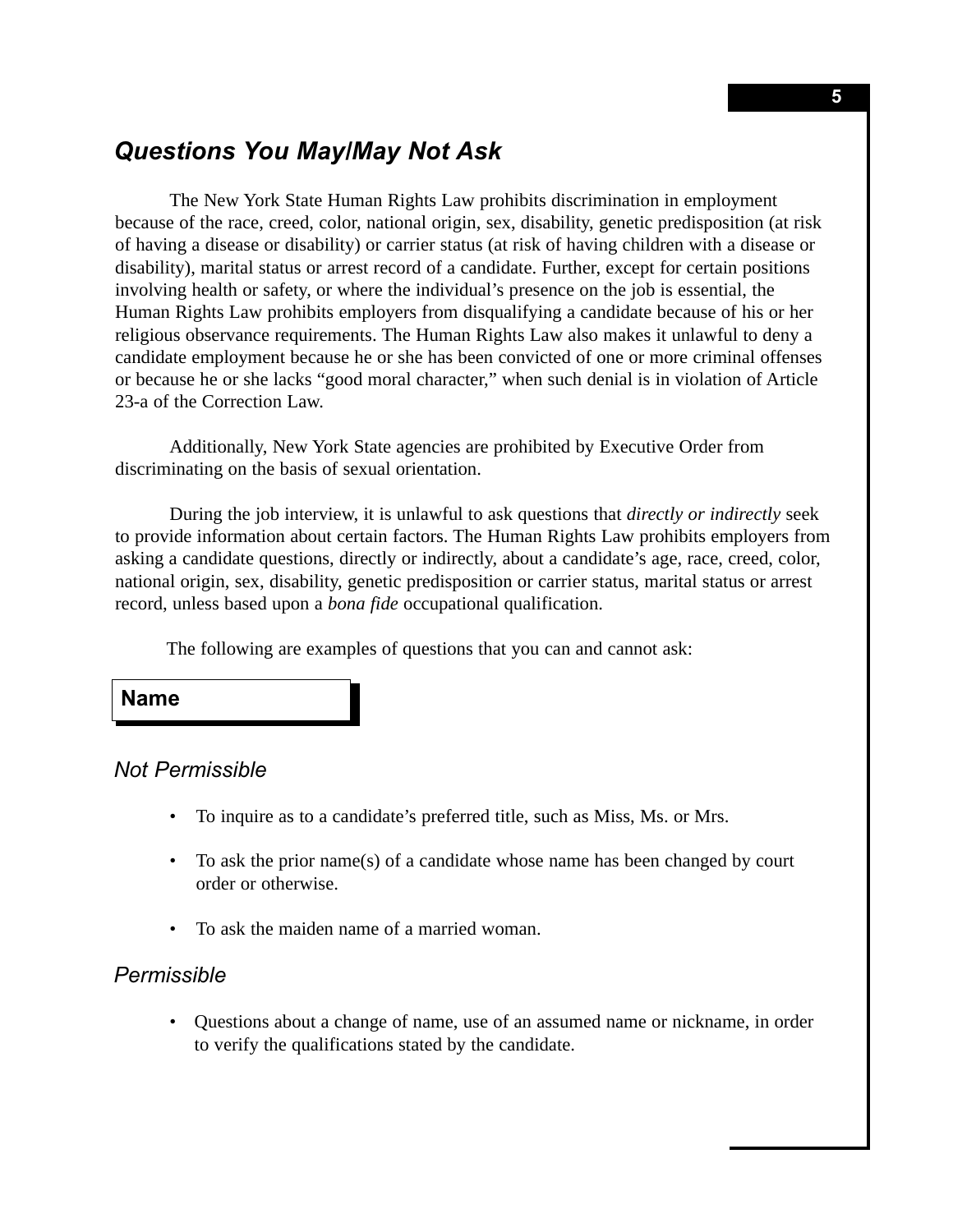## *Questions You May/May Not Ask*

The New York State Human Rights Law prohibits discrimination in employment because of the race, creed, color, national origin, sex, disability, genetic predisposition (at risk of having a disease or disability) or carrier status (at risk of having children with a disease or disability), marital status or arrest record of a candidate. Further, except for certain positions involving health or safety, or where the individual's presence on the job is essential, the Human Rights Law prohibits employers from disqualifying a candidate because of his or her religious observance requirements. The Human Rights Law also makes it unlawful to deny a candidate employment because he or she has been convicted of one or more criminal offenses or because he or she lacks "good moral character," when such denial is in violation of Article 23-a of the Correction Law.

Additionally, New York State agencies are prohibited by Executive Order from discriminating on the basis of sexual orientation.

During the job interview, it is unlawful to ask questions that *directly or indirectly* seek to provide information about certain factors. The Human Rights Law prohibits employers from asking a candidate questions, directly or indirectly, about a candidate's age, race, creed, color, national origin, sex, disability, genetic predisposition or carrier status, marital status or arrest record, unless based upon a *bona fide* occupational qualification.

The following are examples of questions that you can and cannot ask:

### Name

#### *Not Permissible*

- To inquire as to a candidate's preferred title, such as Miss, Ms. or Mrs.
- To ask the prior name(s) of a candidate whose name has been changed by court order or otherwise.
- To ask the maiden name of a married woman.

#### *Permissible*

- Questions about a change of name, use of an assumed name or nickname, in order to verify the qualifications stated by the candidate.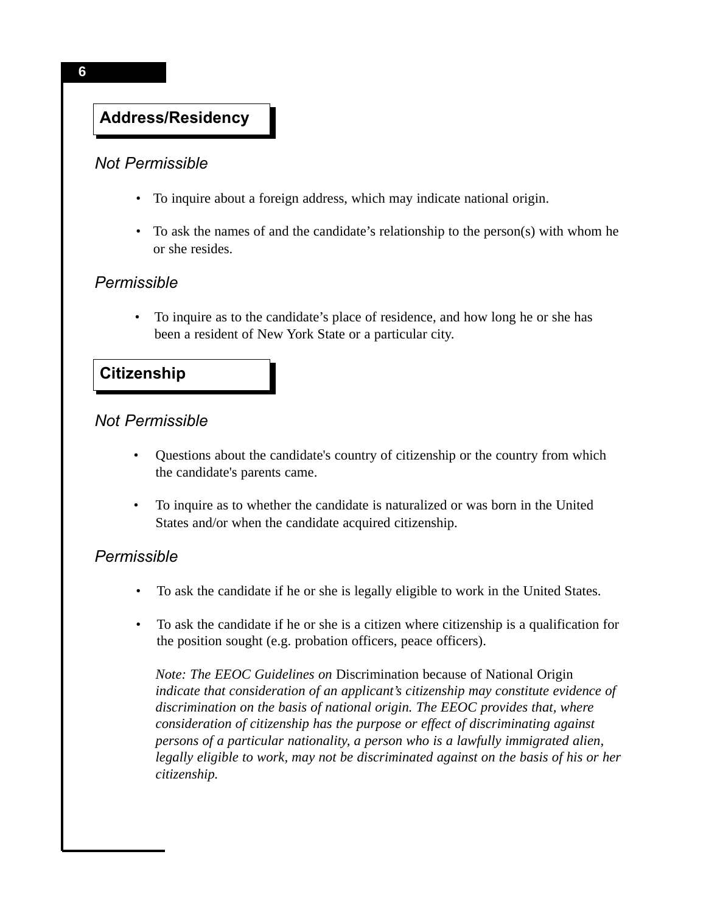## Address/Residency

### *Not Permissible*

- To inquire about a foreign address, which may indicate national origin.
- To ask the names of and the candidate's relationship to the person(s) with whom he or she resides.

### *Permissible*

- To inquire as to the candidate's place of residence, and how long he or she has been a resident of New York State or a particular city.

## Citizenship

### *Not Permissible*

- Questions about the candidate's country of citizenship or the country from which the candidate's parents came.
- To inquire as to whether the candidate is naturalized or was born in the United States and/or when the candidate acquired citizenship.

### *Permissible*

- To ask the candidate if he or she is legally eligible to work in the United States.
- To ask the candidate if he or she is a citizen where citizenship is a qualification for the position sought (e.g. probation officers, peace officers).

*Note: The EEOC Guidelines on* Discrimination because of National Origin *indicate that consideration of an applicant's citizenship may constitute evidence of discrimination on the basis of national origin. The EEOC provides that, where consideration of citizenship has the purpose or effect of discriminating against persons of a particular nationality, a person who is a lawfully immigrated alien, legally eligible to work, may not be discriminated against on the basis of his or her citizenship.*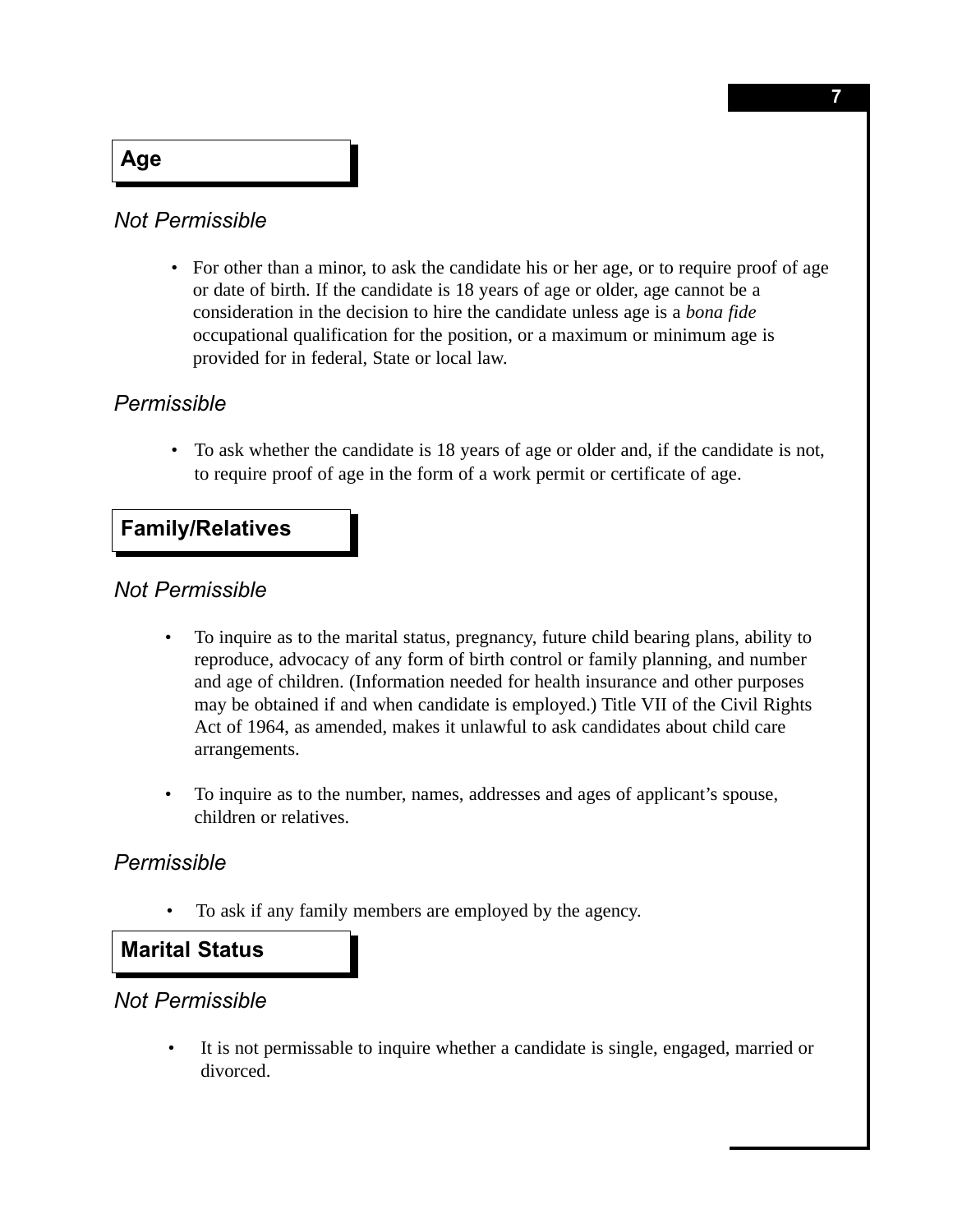## Age

*Not Permissible*

- For other than a minor, to ask the candidate his or her age, or to require proof of age or date of birth. If the candidate is 18 years of age or older, age cannot be a consideration in the decision to hire the candidate unless age is a *bona fide* occupational qualification for the position, or a maximum or minimum age is provided for in federal, State or local law.

*Permissible*

- To ask whether the candidate is 18 years of age or older and, if the candidate is not, to require proof of age in the form of a work permit or certificate of age.

## Family/Relatives

*Not Permissible*

- To inquire as to the marital status, pregnancy, future child bearing plans, ability to reproduce, advocacy of any form of birth control or family planning, and number and age of children. (Information needed for health insurance and other purposes may be obtained if and when candidate is employed.) Title VII of the Civil Rights Act of 1964, as amended, makes it unlawful to ask candidates about child care arrangements.

- To inquire as to the number, names, addresses and ages of applicant's spouse, children or relatives.

*Permissible*

- To ask if any family members are employed by the agency.

## Marital Status

*Not Permissible*

- It is not permissable to inquire whether a candidate is single, engaged, married or divorced.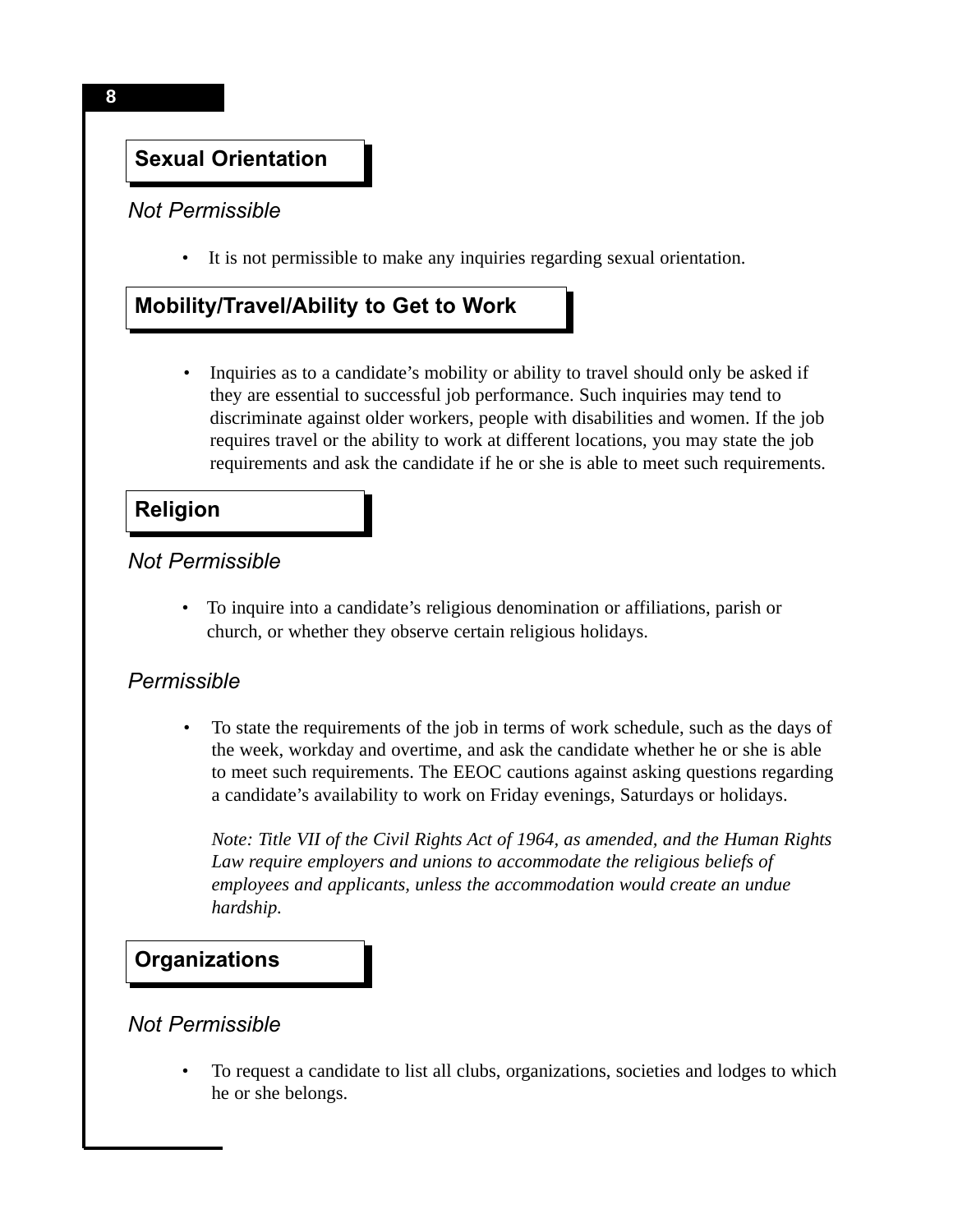## Sexual Orientation

*Not Permissible*

- It is not permissible to make any inquiries regarding sexual orientation.

## Mobility/Travel/Ability to Get to Work

- Inquiries as to a candidate's mobility or ability to travel should only be asked if they are essential to successful job performance. Such inquiries may tend to discriminate against older workers, people with disabilities and women. If the job requires travel or the ability to work at different locations, you may state the job requirements and ask the candidate if he or she is able to meet such requirements.

## Religion

*Not Permissible*

- To inquire into a candidate's religious denomination or affiliations, parish or church, or whether they observe certain religious holidays.

*Permissible*

- To state the requirements of the job in terms of work schedule, such as the days of the week, workday and overtime, and ask the candidate whether he or she is able to meet such requirements. The EEOC cautions against asking questions regarding a candidate's availability to work on Friday evenings, Saturdays or holidays.

  *Note: Title VII of the Civil Rights Act of 1964, as amended, and the Human Rights Law require employers and unions to accommodate the religious beliefs of employees and applicants, unless the accommodation would create an undue hardship.*

## Organizations

*Not Permissible*

- To request a candidate to list all clubs, organizations, societies and lodges to which he or she belongs.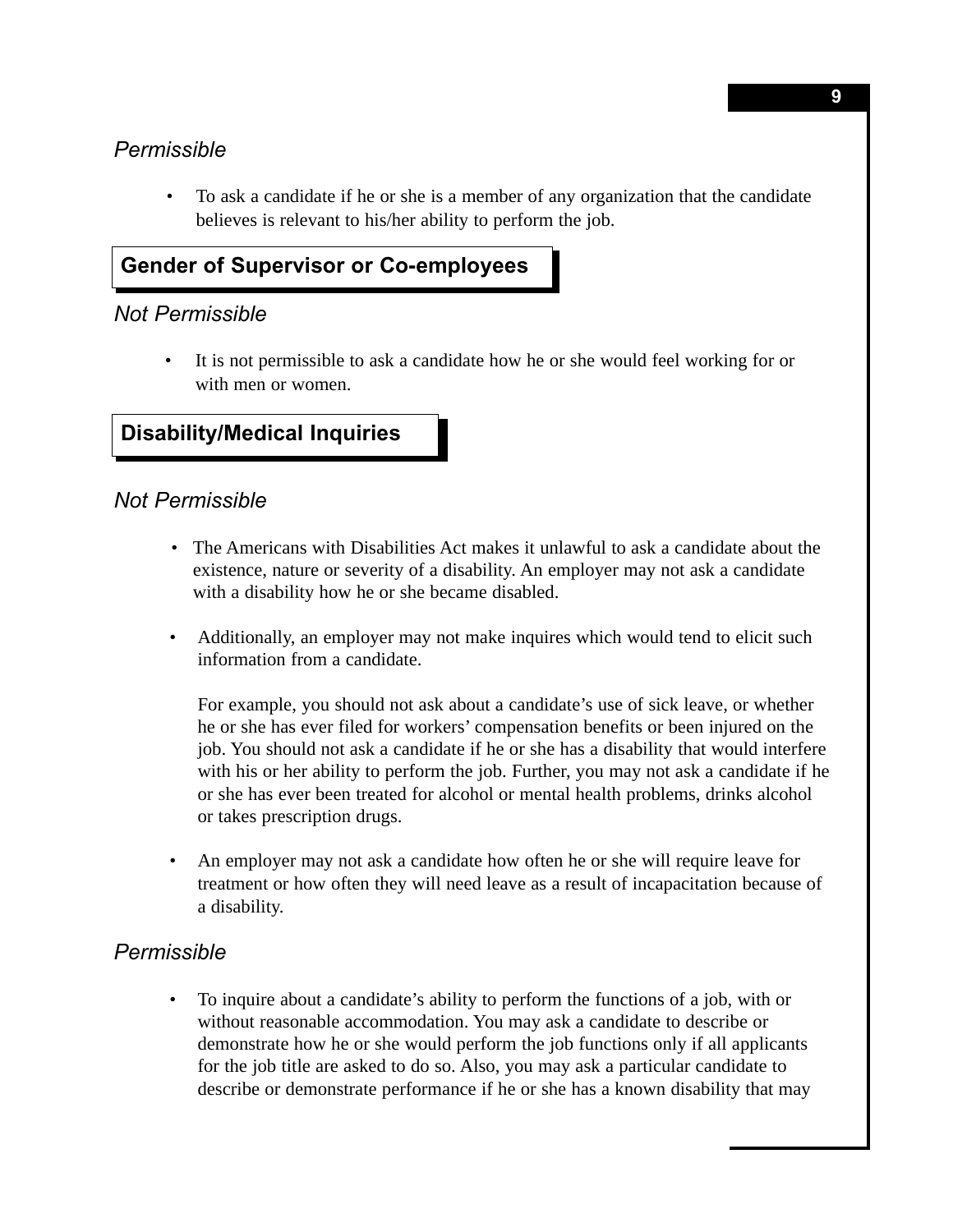### *Permissible*

- To ask a candidate if he or she is a member of any organization that the candidate believes is relevant to his/her ability to perform the job.

## Gender of Supervisor or Co-employees

### *Not Permissible*

- It is not permissible to ask a candidate how he or she would feel working for or with men or women.

## Disability/Medical Inquiries

### *Not Permissible*

- The Americans with Disabilities Act makes it unlawful to ask a candidate about the existence, nature or severity of a disability. An employer may not ask a candidate with a disability how he or she became disabled.

- Additionally, an employer may not make inquires which would tend to elicit such information from a candidate.

  For example, you should not ask about a candidate's use of sick leave, or whether he or she has ever filed for workers' compensation benefits or been injured on the job. You should not ask a candidate if he or she has a disability that would interfere with his or her ability to perform the job. Further, you may not ask a candidate if he or she has ever been treated for alcohol or mental health problems, drinks alcohol or takes prescription drugs.

- An employer may not ask a candidate how often he or she will require leave for treatment or how often they will need leave as a result of incapacitation because of a disability.

### *Permissible*

- To inquire about a candidate's ability to perform the functions of a job, with or without reasonable accommodation. You may ask a candidate to describe or demonstrate how he or she would perform the job functions only if all applicants for the job title are asked to do so. Also, you may ask a particular candidate to describe or demonstrate performance if he or she has a known disability that may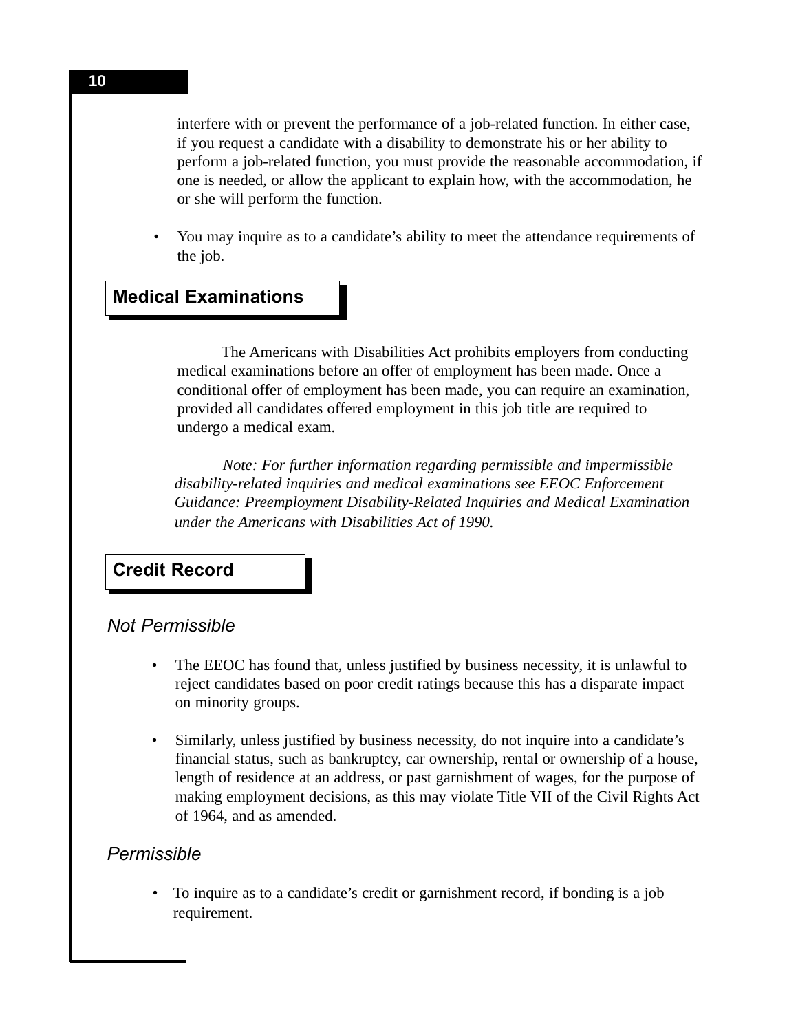interfere with or prevent the performance of a job-related function. In either case, if you request a candidate with a disability to demonstrate his or her ability to perform a job-related function, you must provide the reasonable accommodation, if one is needed, or allow the applicant to explain how, with the accommodation, he or she will perform the function.

- You may inquire as to a candidate's ability to meet the attendance requirements of the job.

## Medical Examinations

The Americans with Disabilities Act prohibits employers from conducting medical examinations before an offer of employment has been made. Once a conditional offer of employment has been made, you can require an examination, provided all candidates offered employment in this job title are required to undergo a medical exam.

*Note: For further information regarding permissible and impermissible disability-related inquiries and medical examinations see EEOC Enforcement Guidance: Preemployment Disability-Related Inquiries and Medical Examination under the Americans with Disabilities Act of 1990.*

## Credit Record

### *Not Permissible*

- The EEOC has found that, unless justified by business necessity, it is unlawful to reject candidates based on poor credit ratings because this has a disparate impact on minority groups.

- Similarly, unless justified by business necessity, do not inquire into a candidate's financial status, such as bankruptcy, car ownership, rental or ownership of a house, length of residence at an address, or past garnishment of wages, for the purpose of making employment decisions, as this may violate Title VII of the Civil Rights Act of 1964, and as amended.

### *Permissible*

- To inquire as to a candidate's credit or garnishment record, if bonding is a job requirement.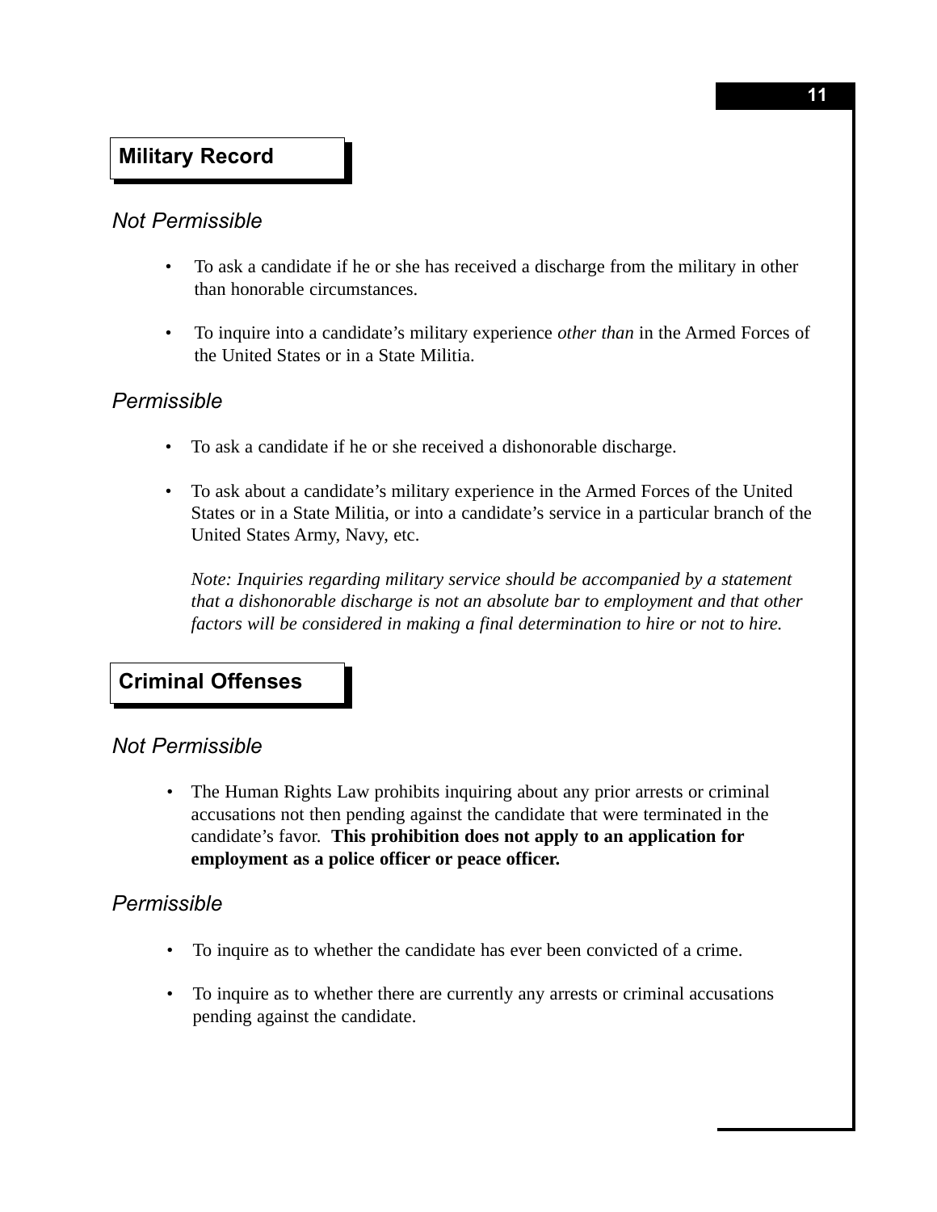## Military Record

### *Not Permissible*

- To ask a candidate if he or she has received a discharge from the military in other than honorable circumstances.
- To inquire into a candidate's military experience *other than* in the Armed Forces of the United States or in a State Militia.

### *Permissible*

- To ask a candidate if he or she received a dishonorable discharge.
- To ask about a candidate's military experience in the Armed Forces of the United States or in a State Militia, or into a candidate's service in a particular branch of the United States Army, Navy, etc.

  *Note: Inquiries regarding military service should be accompanied by a statement that a dishonorable discharge is not an absolute bar to employment and that other factors will be considered in making a final determination to hire or not to hire.*

## Criminal Offenses

### *Not Permissible*

- The Human Rights Law prohibits inquiring about any prior arrests or criminal accusations not then pending against the candidate that were terminated in the candidate's favor. **This prohibition does not apply to an application for employment as a police officer or peace officer.**

### *Permissible*

- To inquire as to whether the candidate has ever been convicted of a crime.
- To inquire as to whether there are currently any arrests or criminal accusations pending against the candidate.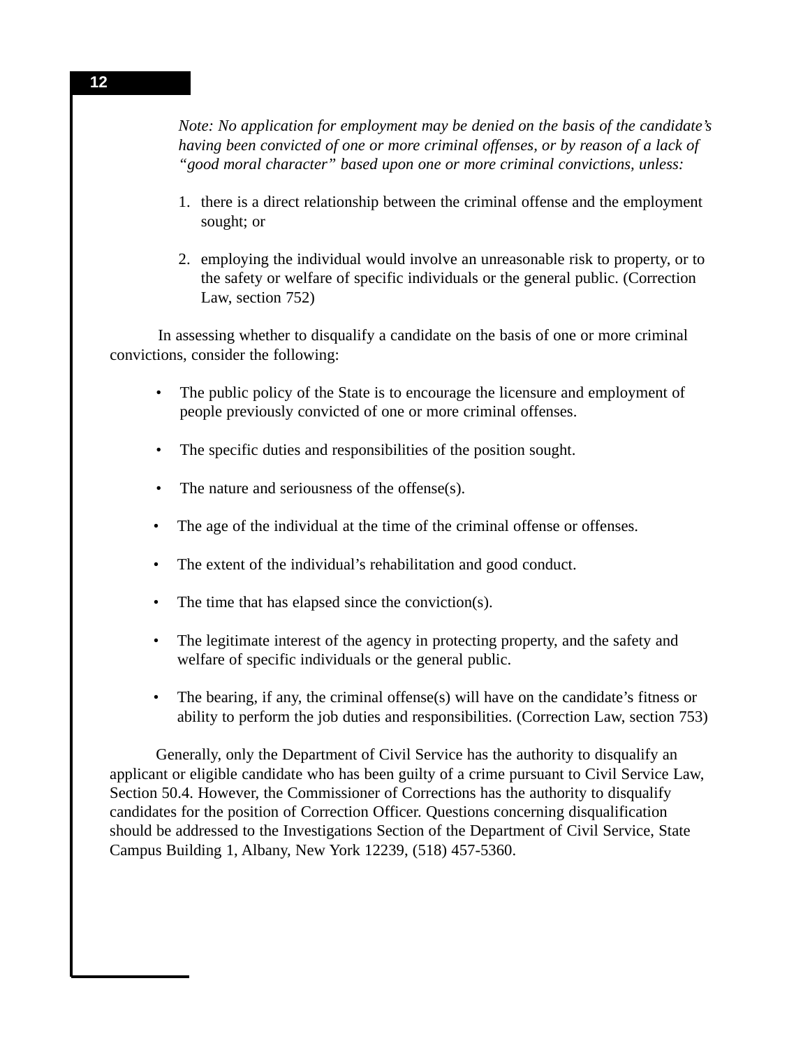*Note: No application for employment may be denied on the basis of the candidate's having been convicted of one or more criminal offenses, or by reason of a lack of "good moral character" based upon one or more criminal convictions, unless:*

1. there is a direct relationship between the criminal offense and the employment sought; or

2. employing the individual would involve an unreasonable risk to property, or to the safety or welfare of specific individuals or the general public. (Correction Law, section 752)

In assessing whether to disqualify a candidate on the basis of one or more criminal convictions, consider the following:

- The public policy of the State is to encourage the licensure and employment of people previously convicted of one or more criminal offenses.

- The specific duties and responsibilities of the position sought.

- The nature and seriousness of the offense(s).

- The age of the individual at the time of the criminal offense or offenses.

- The extent of the individual's rehabilitation and good conduct.

- The time that has elapsed since the conviction(s).

- The legitimate interest of the agency in protecting property, and the safety and welfare of specific individuals or the general public.

- The bearing, if any, the criminal offense(s) will have on the candidate's fitness or ability to perform the job duties and responsibilities. (Correction Law, section 753)

Generally, only the Department of Civil Service has the authority to disqualify an applicant or eligible candidate who has been guilty of a crime pursuant to Civil Service Law, Section 50.4. However, the Commissioner of Corrections has the authority to disqualify candidates for the position of Correction Officer. Questions concerning disqualification should be addressed to the Investigations Section of the Department of Civil Service, State Campus Building 1, Albany, New York 12239, (518) 457-5360.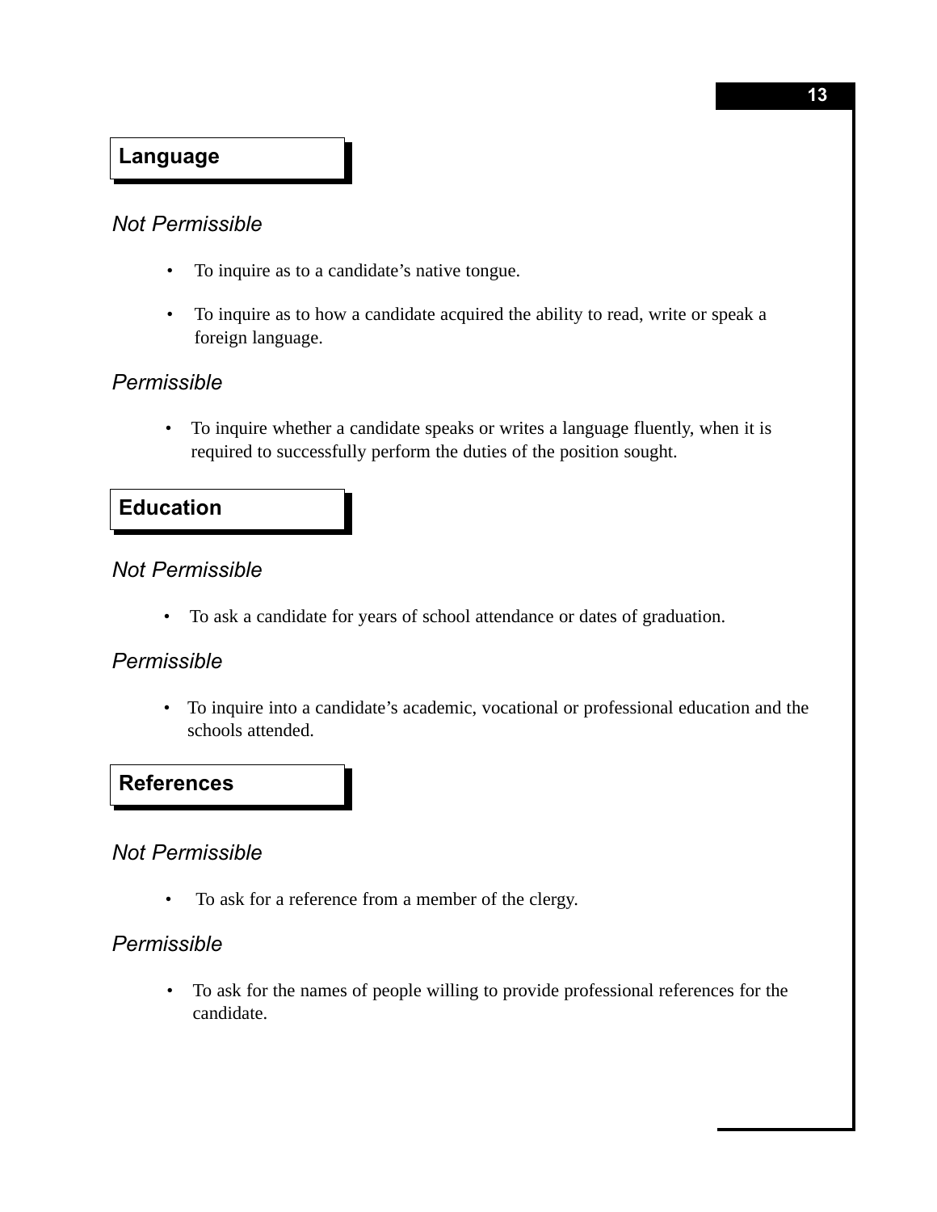## Language

*Not Permissible*

- To inquire as to a candidate's native tongue.
- To inquire as to how a candidate acquired the ability to read, write or speak a foreign language.

*Permissible*

- To inquire whether a candidate speaks or writes a language fluently, when it is required to successfully perform the duties of the position sought.

## Education

*Not Permissible*

- To ask a candidate for years of school attendance or dates of graduation.

*Permissible*

- To inquire into a candidate's academic, vocational or professional education and the schools attended.

## References

*Not Permissible*

- To ask for a reference from a member of the clergy.

*Permissible*

- To ask for the names of people willing to provide professional references for the candidate.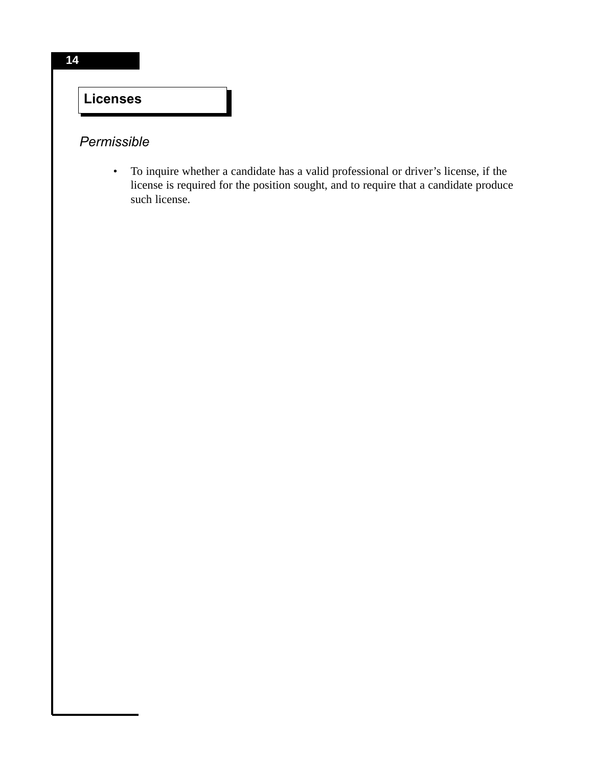## Licenses

### *Permissible*

- To inquire whether a candidate has a valid professional or driver's license, if the license is required for the position sought, and to require that a candidate produce such license.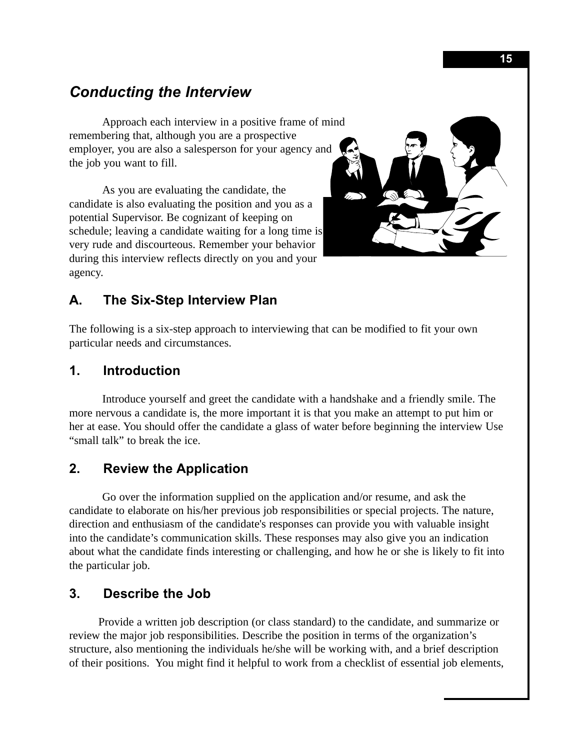## *Conducting the Interview*

Approach each interview in a positive frame of mind remembering that, although you are a prospective employer, you are also a salesperson for your agency and the job you want to fill.

As you are evaluating the candidate, the candidate is also evaluating the position and you as a potential Supervisor. Be cognizant of keeping on schedule; leaving a candidate waiting for a long time is very rude and discourteous. Remember your behavior during this interview reflects directly on you and your agency.

### A. The Six-Step Interview Plan

The following is a six-step approach to interviewing that can be modified to fit your own particular needs and circumstances.

### 1. Introduction

Introduce yourself and greet the candidate with a handshake and a friendly smile. The more nervous a candidate is, the more important it is that you make an attempt to put him or her at ease. You should offer the candidate a glass of water before beginning the interview Use "small talk" to break the ice.

### 2. Review the Application

Go over the information supplied on the application and/or resume, and ask the candidate to elaborate on his/her previous job responsibilities or special projects. The nature, direction and enthusiasm of the candidate's responses can provide you with valuable insight into the candidate's communication skills. These responses may also give you an indication about what the candidate finds interesting or challenging, and how he or she is likely to fit into the particular job.

### 3. Describe the Job

Provide a written job description (or class standard) to the candidate, and summarize or review the major job responsibilities. Describe the position in terms of the organization's structure, also mentioning the individuals he/she will be working with, and a brief description of their positions. You might find it helpful to work from a checklist of essential job elements,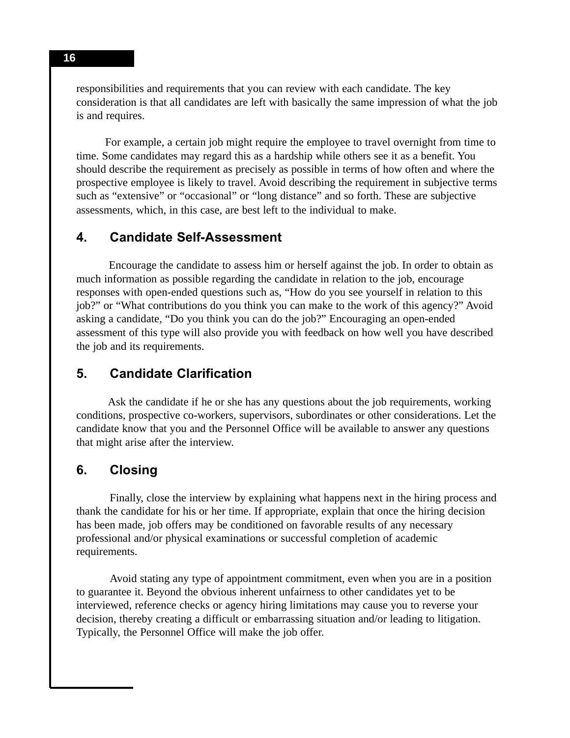responsibilities and requirements that you can review with each candidate. The key consideration is that all candidates are left with basically the same impression of what the job is and requires.

For example, a certain job might require the employee to travel overnight from time to time. Some candidates may regard this as a hardship while others see it as a benefit. You should describe the requirement as precisely as possible in terms of how often and where the prospective employee is likely to travel. Avoid describing the requirement in subjective terms such as “extensive” or “occasional” or “long distance” and so forth. These are subjective assessments, which, in this case, are best left to the individual to make.

## 4. Candidate Self-Assessment

Encourage the candidate to assess him or herself against the job. In order to obtain as much information as possible regarding the candidate in relation to the job, encourage responses with open-ended questions such as, “How do you see yourself in relation to this job?” or “What contributions do you think you can make to the work of this agency?” Avoid asking a candidate, “Do you think you can do the job?” Encouraging an open-ended assessment of this type will also provide you with feedback on how well you have described the job and its requirements.

## 5. Candidate Clarification

Ask the candidate if he or she has any questions about the job requirements, working conditions, prospective co-workers, supervisors, subordinates or other considerations. Let the candidate know that you and the Personnel Office will be available to answer any questions that might arise after the interview.

## 6. Closing

Finally, close the interview by explaining what happens next in the hiring process and thank the candidate for his or her time. If appropriate, explain that once the hiring decision has been made, job offers may be conditioned on favorable results of any necessary professional and/or physical examinations or successful completion of academic requirements.

Avoid stating any type of appointment commitment, even when you are in a position to guarantee it. Beyond the obvious inherent unfairness to other candidates yet to be interviewed, reference checks or agency hiring limitations may cause you to reverse your decision, thereby creating a difficult or embarrassing situation and/or leading to litigation. Typically, the Personnel Office will make the job offer.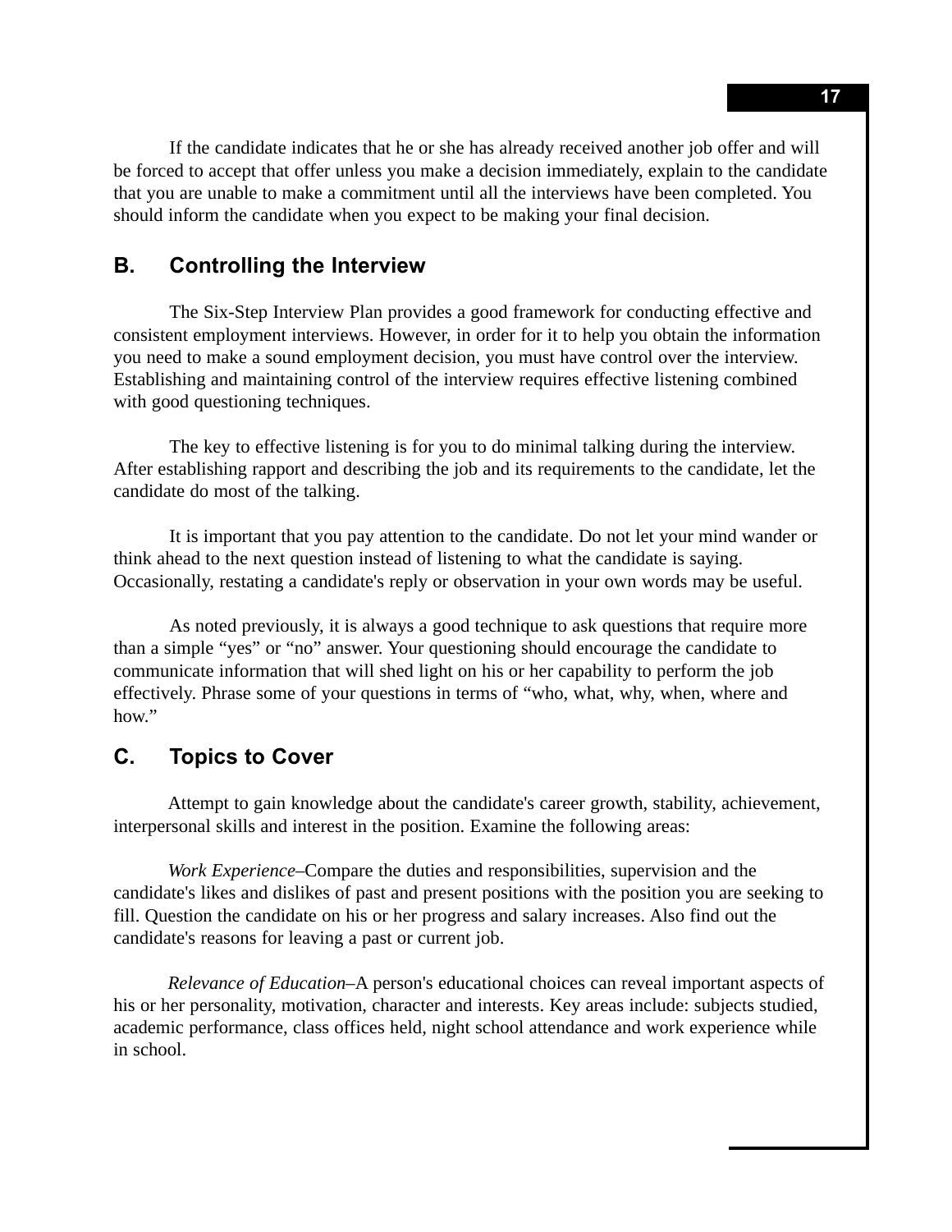If the candidate indicates that he or she has already received another job offer and will be forced to accept that offer unless you make a decision immediately, explain to the candidate that you are unable to make a commitment until all the interviews have been completed. You should inform the candidate when you expect to be making your final decision.

## B. Controlling the Interview

The Six-Step Interview Plan provides a good framework for conducting effective and consistent employment interviews. However, in order for it to help you obtain the information you need to make a sound employment decision, you must have control over the interview. Establishing and maintaining control of the interview requires effective listening combined with good questioning techniques.

The key to effective listening is for you to do minimal talking during the interview. After establishing rapport and describing the job and its requirements to the candidate, let the candidate do most of the talking.

It is important that you pay attention to the candidate. Do not let your mind wander or think ahead to the next question instead of listening to what the candidate is saying. Occasionally, restating a candidate's reply or observation in your own words may be useful.

As noted previously, it is always a good technique to ask questions that require more than a simple "yes" or "no" answer. Your questioning should encourage the candidate to communicate information that will shed light on his or her capability to perform the job effectively. Phrase some of your questions in terms of "who, what, why, when, where and how."

## C. Topics to Cover

Attempt to gain knowledge about the candidate's career growth, stability, achievement, interpersonal skills and interest in the position. Examine the following areas:

*Work Experience*–Compare the duties and responsibilities, supervision and the candidate's likes and dislikes of past and present positions with the position you are seeking to fill. Question the candidate on his or her progress and salary increases. Also find out the candidate's reasons for leaving a past or current job.

*Relevance of Education*–A person's educational choices can reveal important aspects of his or her personality, motivation, character and interests. Key areas include: subjects studied, academic performance, class offices held, night school attendance and work experience while in school.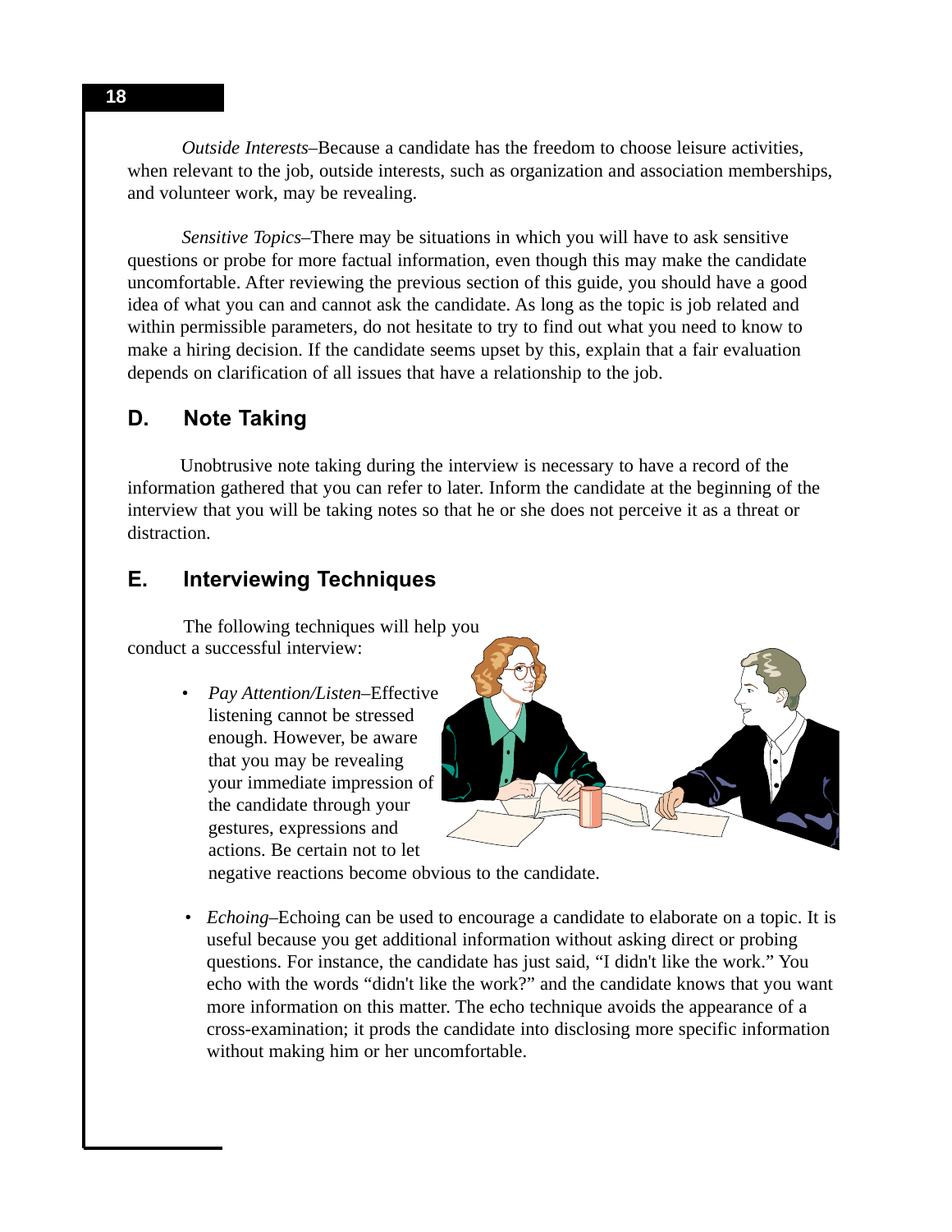*Outside Interests*–Because a candidate has the freedom to choose leisure activities, when relevant to the job, outside interests, such as organization and association memberships, and volunteer work, may be revealing.

*Sensitive Topics*–There may be situations in which you will have to ask sensitive questions or probe for more factual information, even though this may make the candidate uncomfortable. After reviewing the previous section of this guide, you should have a good idea of what you can and cannot ask the candidate. As long as the topic is job related and within permissible parameters, do not hesitate to try to find out what you need to know to make a hiring decision. If the candidate seems upset by this, explain that a fair evaluation depends on clarification of all issues that have a relationship to the job.

## D. Note Taking

Unobtrusive note taking during the interview is necessary to have a record of the information gathered that you can refer to later. Inform the candidate at the beginning of the interview that you will be taking notes so that he or she does not perceive it as a threat or distraction.

## E. Interviewing Techniques

The following techniques will help you conduct a successful interview:

- *Pay Attention/Listen*–Effective listening cannot be stressed enough. However, be aware that you may be revealing your immediate impression of the candidate through your gestures, expressions and actions. Be certain not to let negative reactions become obvious to the candidate.

- *Echoing*–Echoing can be used to encourage a candidate to elaborate on a topic. It is useful because you get additional information without asking direct or probing questions. For instance, the candidate has just said, "I didn't like the work." You echo with the words "didn't like the work?" and the candidate knows that you want more information on this matter. The echo technique avoids the appearance of a cross-examination; it prods the candidate into disclosing more specific information without making him or her uncomfortable.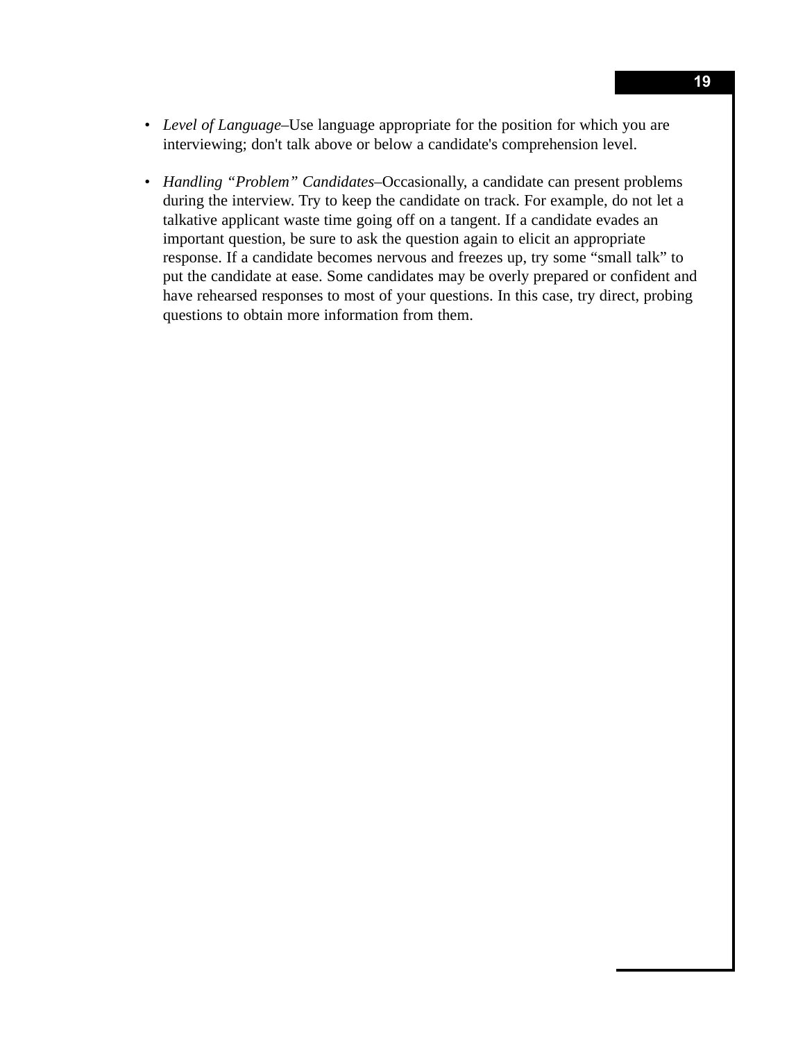- *Level of Language*–Use language appropriate for the position for which you are interviewing; don't talk above or below a candidate's comprehension level.

- *Handling "Problem" Candidates*–Occasionally, a candidate can present problems during the interview. Try to keep the candidate on track. For example, do not let a talkative applicant waste time going off on a tangent. If a candidate evades an important question, be sure to ask the question again to elicit an appropriate response. If a candidate becomes nervous and freezes up, try some "small talk" to put the candidate at ease. Some candidates may be overly prepared or confident and have rehearsed responses to most of your questions. In this case, try direct, probing questions to obtain more information from them.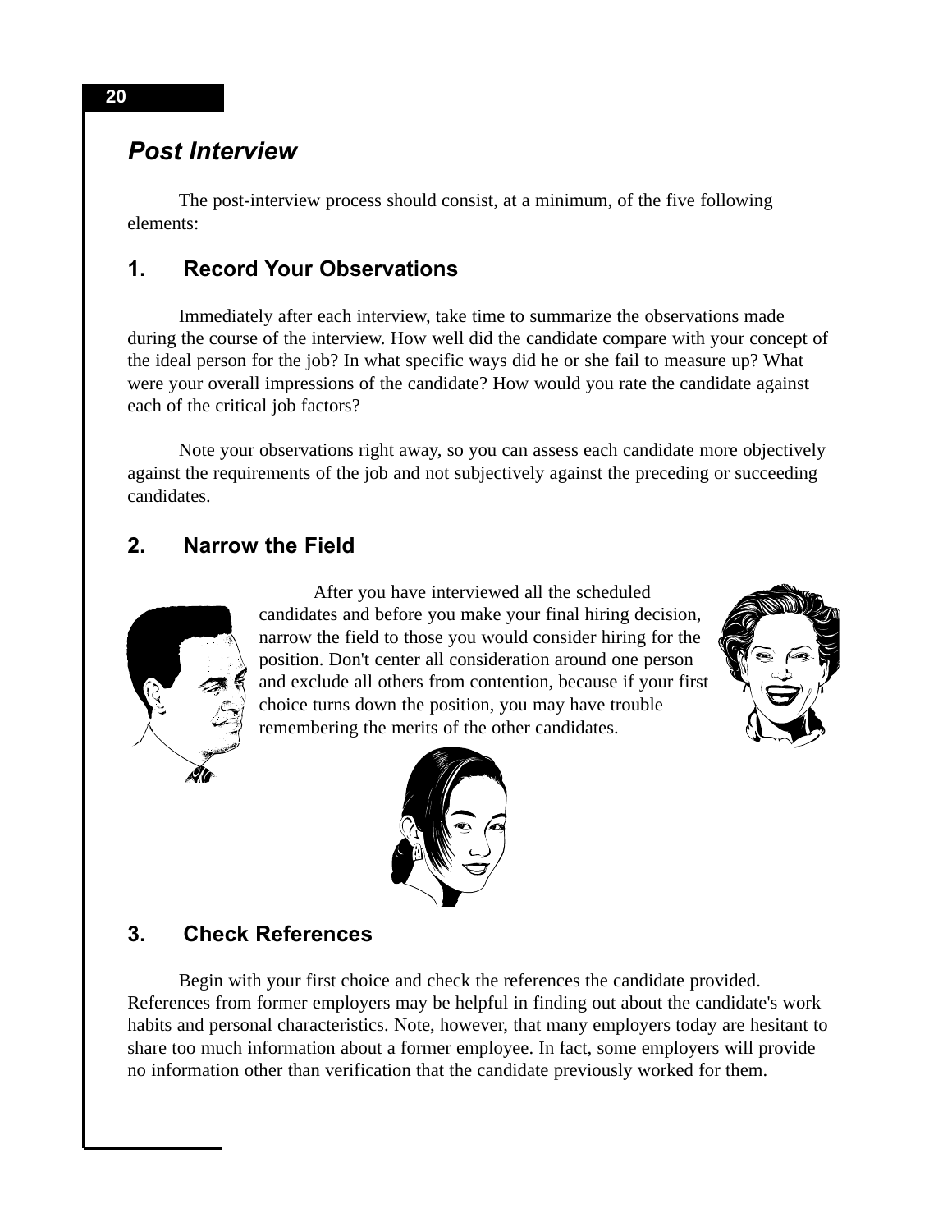## *Post Interview*

The post-interview process should consist, at a minimum, of the five following elements:

### 1. Record Your Observations

Immediately after each interview, take time to summarize the observations made during the course of the interview. How well did the candidate compare with your concept of the ideal person for the job? In what specific ways did he or she fail to measure up? What were your overall impressions of the candidate? How would you rate the candidate against each of the critical job factors?

Note your observations right away, so you can assess each candidate more objectively against the requirements of the job and not subjectively against the preceding or succeeding candidates.

### 2. Narrow the Field

After you have interviewed all the scheduled candidates and before you make your final hiring decision, narrow the field to those you would consider hiring for the position. Don't center all consideration around one person and exclude all others from contention, because if your first choice turns down the position, you may have trouble remembering the merits of the other candidates.

### 3. Check References

Begin with your first choice and check the references the candidate provided. References from former employers may be helpful in finding out about the candidate's work habits and personal characteristics. Note, however, that many employers today are hesitant to share too much information about a former employee. In fact, some employers will provide no information other than verification that the candidate previously worked for them.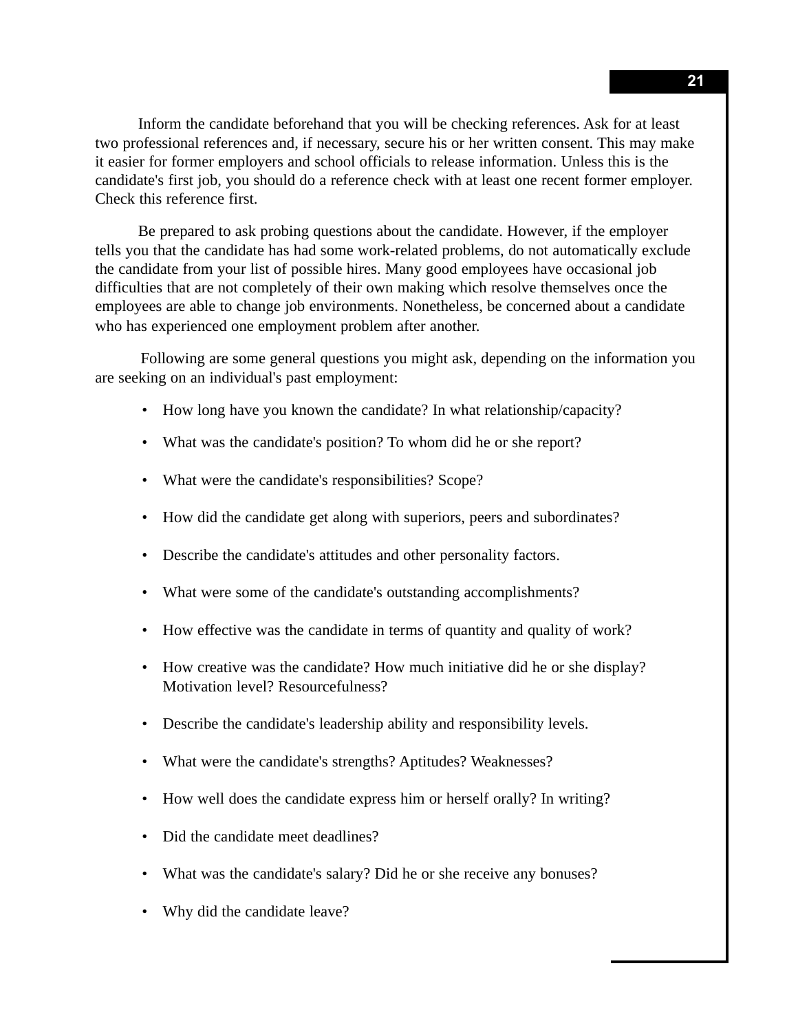Inform the candidate beforehand that you will be checking references. Ask for at least two professional references and, if necessary, secure his or her written consent. This may make it easier for former employers and school officials to release information. Unless this is the candidate's first job, you should do a reference check with at least one recent former employer. Check this reference first.

Be prepared to ask probing questions about the candidate. However, if the employer tells you that the candidate has had some work-related problems, do not automatically exclude the candidate from your list of possible hires. Many good employees have occasional job difficulties that are not completely of their own making which resolve themselves once the employees are able to change job environments. Nonetheless, be concerned about a candidate who has experienced one employment problem after another.

Following are some general questions you might ask, depending on the information you are seeking on an individual's past employment:

- How long have you known the candidate? In what relationship/capacity?
- What was the candidate's position? To whom did he or she report?
- What were the candidate's responsibilities? Scope?
- How did the candidate get along with superiors, peers and subordinates?
- Describe the candidate's attitudes and other personality factors.
- What were some of the candidate's outstanding accomplishments?
- How effective was the candidate in terms of quantity and quality of work?
- How creative was the candidate? How much initiative did he or she display? Motivation level? Resourcefulness?
- Describe the candidate's leadership ability and responsibility levels.
- What were the candidate's strengths? Aptitudes? Weaknesses?
- How well does the candidate express him or herself orally? In writing?
- Did the candidate meet deadlines?
- What was the candidate's salary? Did he or she receive any bonuses?
- Why did the candidate leave?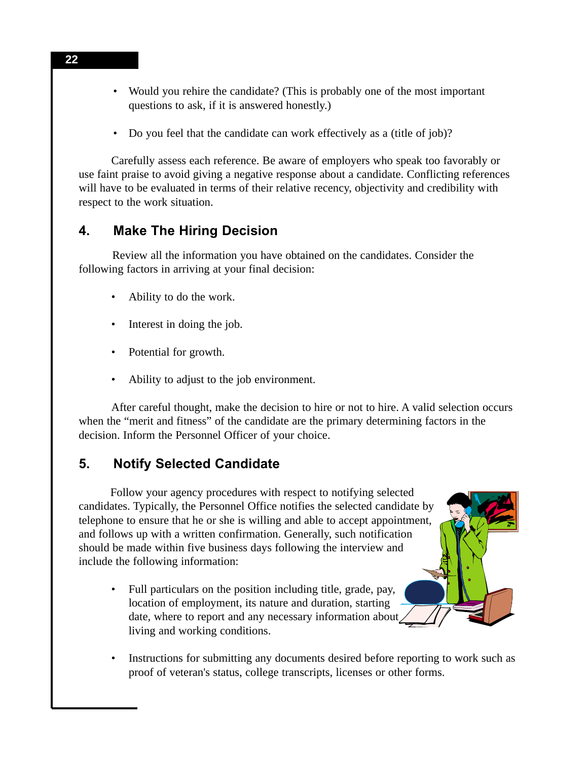- Would you rehire the candidate? (This is probably one of the most important questions to ask, if it is answered honestly.)

- Do you feel that the candidate can work effectively as a (title of job)?

Carefully assess each reference. Be aware of employers who speak too favorably or use faint praise to avoid giving a negative response about a candidate. Conflicting references will have to be evaluated in terms of their relative recency, objectivity and credibility with respect to the work situation.

## 4. Make The Hiring Decision

Review all the information you have obtained on the candidates. Consider the following factors in arriving at your final decision:

- Ability to do the work.

- Interest in doing the job.

- Potential for growth.

- Ability to adjust to the job environment.

After careful thought, make the decision to hire or not to hire. A valid selection occurs when the "merit and fitness" of the candidate are the primary determining factors in the decision. Inform the Personnel Officer of your choice.

## 5. Notify Selected Candidate

Follow your agency procedures with respect to notifying selected candidates. Typically, the Personnel Office notifies the selected candidate by telephone to ensure that he or she is willing and able to accept appointment, and follows up with a written confirmation. Generally, such notification should be made within five business days following the interview and include the following information:

- Full particulars on the position including title, grade, pay, location of employment, its nature and duration, starting date, where to report and any necessary information about living and working conditions.

- Instructions for submitting any documents desired before reporting to work such as proof of veteran's status, college transcripts, licenses or other forms.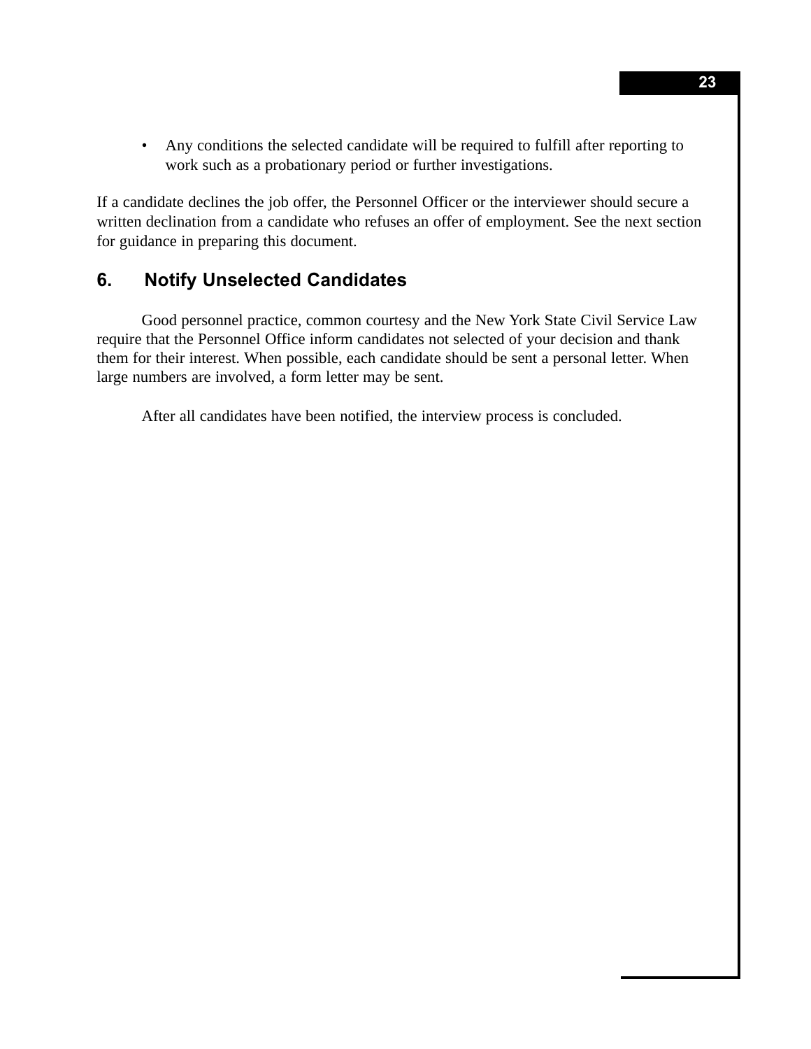- Any conditions the selected candidate will be required to fulfill after reporting to work such as a probationary period or further investigations.

If a candidate declines the job offer, the Personnel Officer or the interviewer should secure a written declination from a candidate who refuses an offer of employment. See the next section for guidance in preparing this document.

## 6. Notify Unselected Candidates

Good personnel practice, common courtesy and the New York State Civil Service Law require that the Personnel Office inform candidates not selected of your decision and thank them for their interest. When possible, each candidate should be sent a personal letter. When large numbers are involved, a form letter may be sent.

After all candidates have been notified, the interview process is concluded.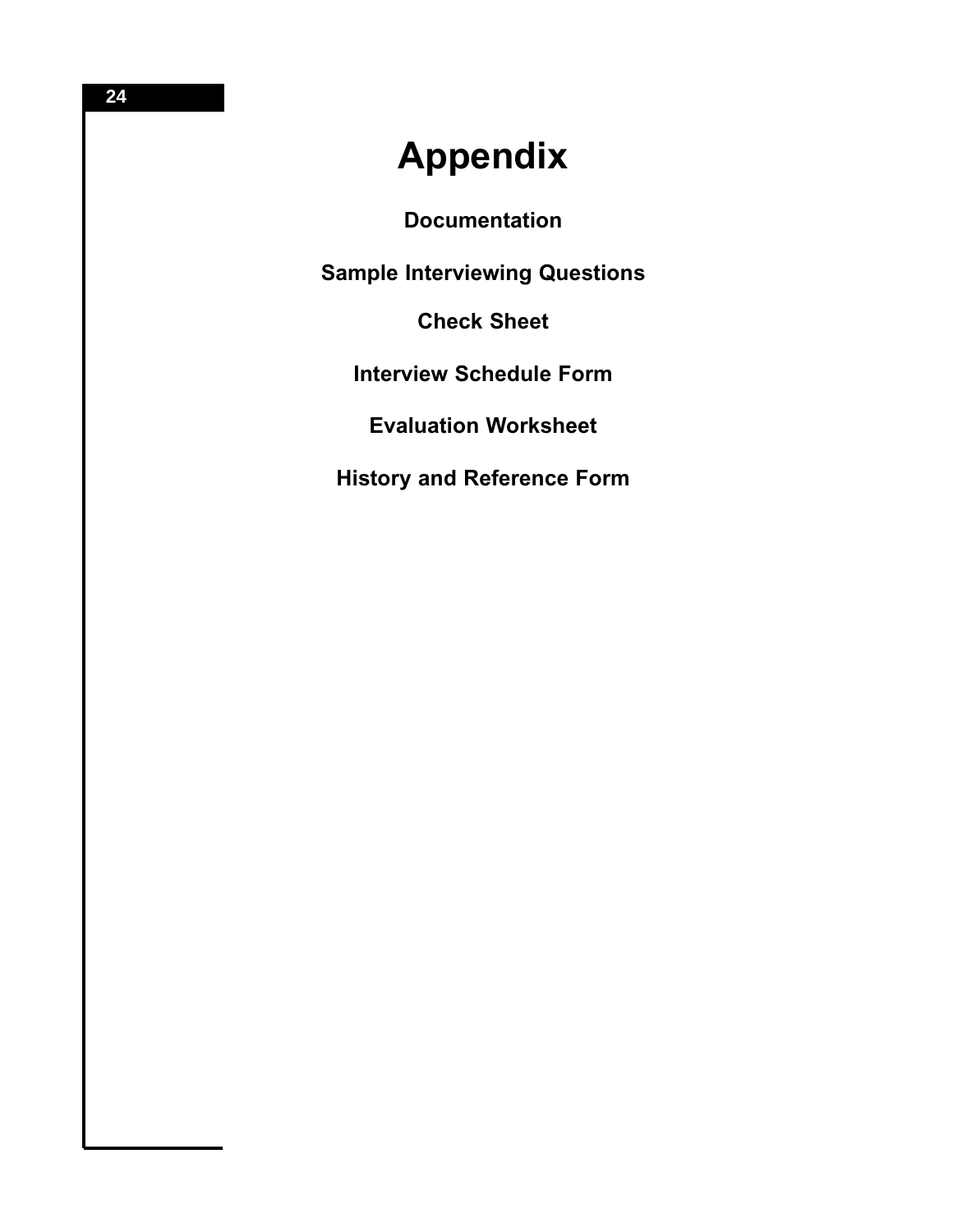# Appendix

**Documentation**

**Sample Interviewing Questions**

**Check Sheet**

**Interview Schedule Form**

**Evaluation Worksheet**

**History and Reference Form**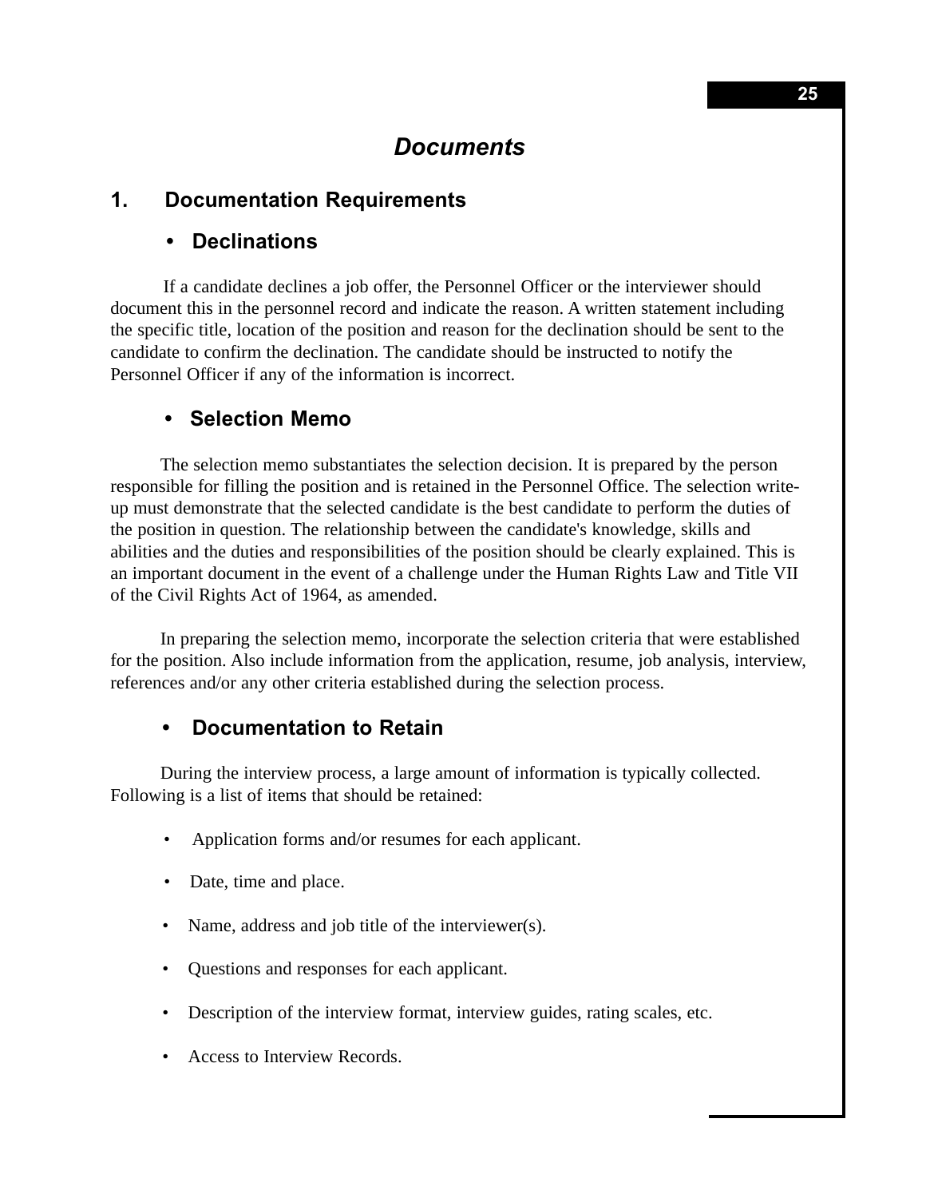# *Documents*

## 1. Documentation Requirements

### • Declinations

If a candidate declines a job offer, the Personnel Officer or the interviewer should document this in the personnel record and indicate the reason. A written statement including the specific title, location of the position and reason for the declination should be sent to the candidate to confirm the declination. The candidate should be instructed to notify the Personnel Officer if any of the information is incorrect.

### • Selection Memo

The selection memo substantiates the selection decision. It is prepared by the person responsible for filling the position and is retained in the Personnel Office. The selection write-up must demonstrate that the selected candidate is the best candidate to perform the duties of the position in question. The relationship between the candidate's knowledge, skills and abilities and the duties and responsibilities of the position should be clearly explained. This is an important document in the event of a challenge under the Human Rights Law and Title VII of the Civil Rights Act of 1964, as amended.

In preparing the selection memo, incorporate the selection criteria that were established for the position. Also include information from the application, resume, job analysis, interview, references and/or any other criteria established during the selection process.

### • Documentation to Retain

During the interview process, a large amount of information is typically collected. Following is a list of items that should be retained:

- Application forms and/or resumes for each applicant.
- Date, time and place.
- Name, address and job title of the interviewer(s).
- Questions and responses for each applicant.
- Description of the interview format, interview guides, rating scales, etc.
- Access to Interview Records.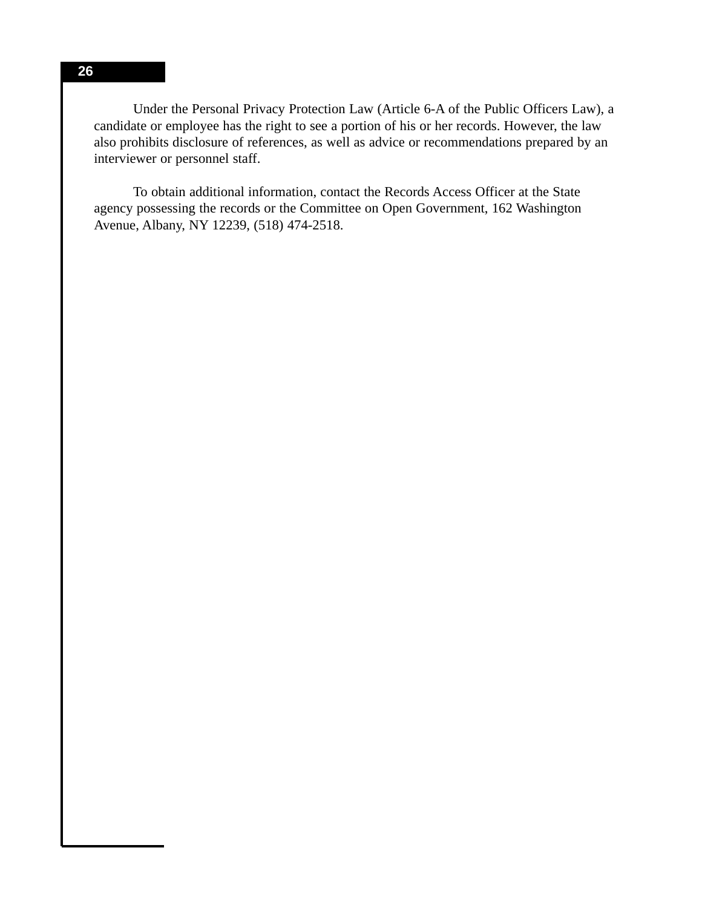Under the Personal Privacy Protection Law (Article 6-A of the Public Officers Law), a candidate or employee has the right to see a portion of his or her records. However, the law also prohibits disclosure of references, as well as advice or recommendations prepared by an interviewer or personnel staff.

To obtain additional information, contact the Records Access Officer at the State agency possessing the records or the Committee on Open Government, 162 Washington Avenue, Albany, NY 12239, (518) 474-2518.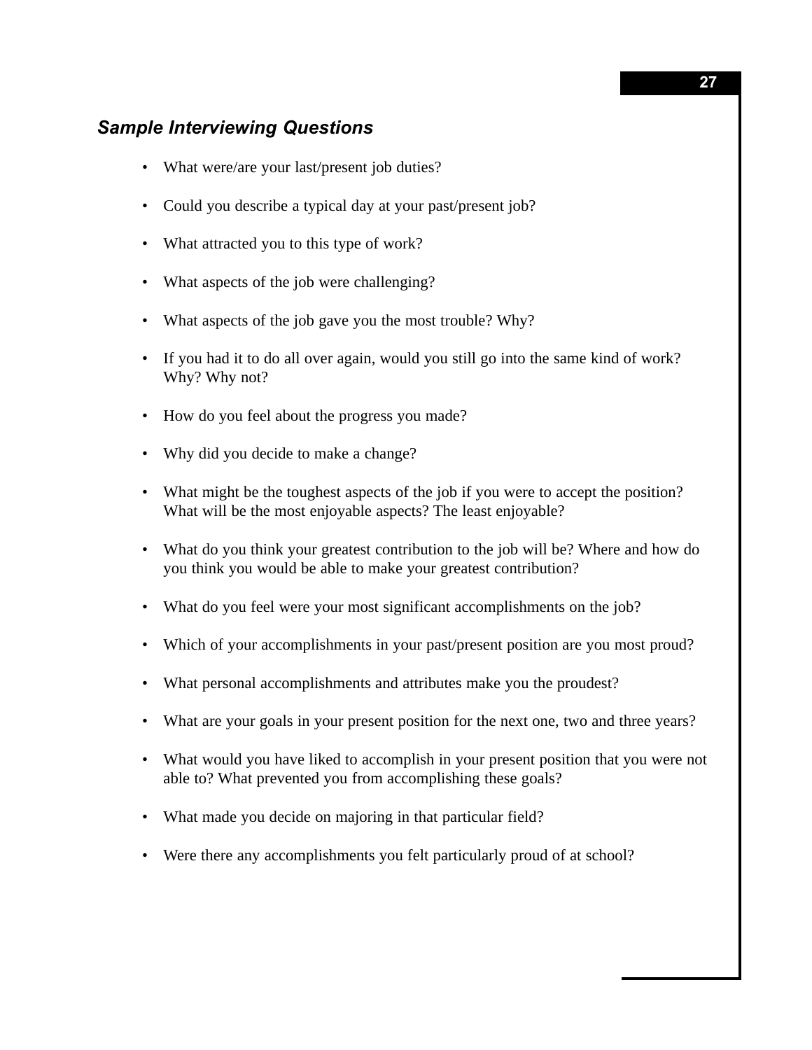### *Sample Interviewing Questions*

- What were/are your last/present job duties?
- Could you describe a typical day at your past/present job?
- What attracted you to this type of work?
- What aspects of the job were challenging?
- What aspects of the job gave you the most trouble? Why?
- If you had it to do all over again, would you still go into the same kind of work? Why? Why not?
- How do you feel about the progress you made?
- Why did you decide to make a change?
- What might be the toughest aspects of the job if you were to accept the position? What will be the most enjoyable aspects? The least enjoyable?
- What do you think your greatest contribution to the job will be? Where and how do you think you would be able to make your greatest contribution?
- What do you feel were your most significant accomplishments on the job?
- Which of your accomplishments in your past/present position are you most proud?
- What personal accomplishments and attributes make you the proudest?
- What are your goals in your present position for the next one, two and three years?
- What would you have liked to accomplish in your present position that you were not able to? What prevented you from accomplishing these goals?
- What made you decide on majoring in that particular field?
- Were there any accomplishments you felt particularly proud of at school?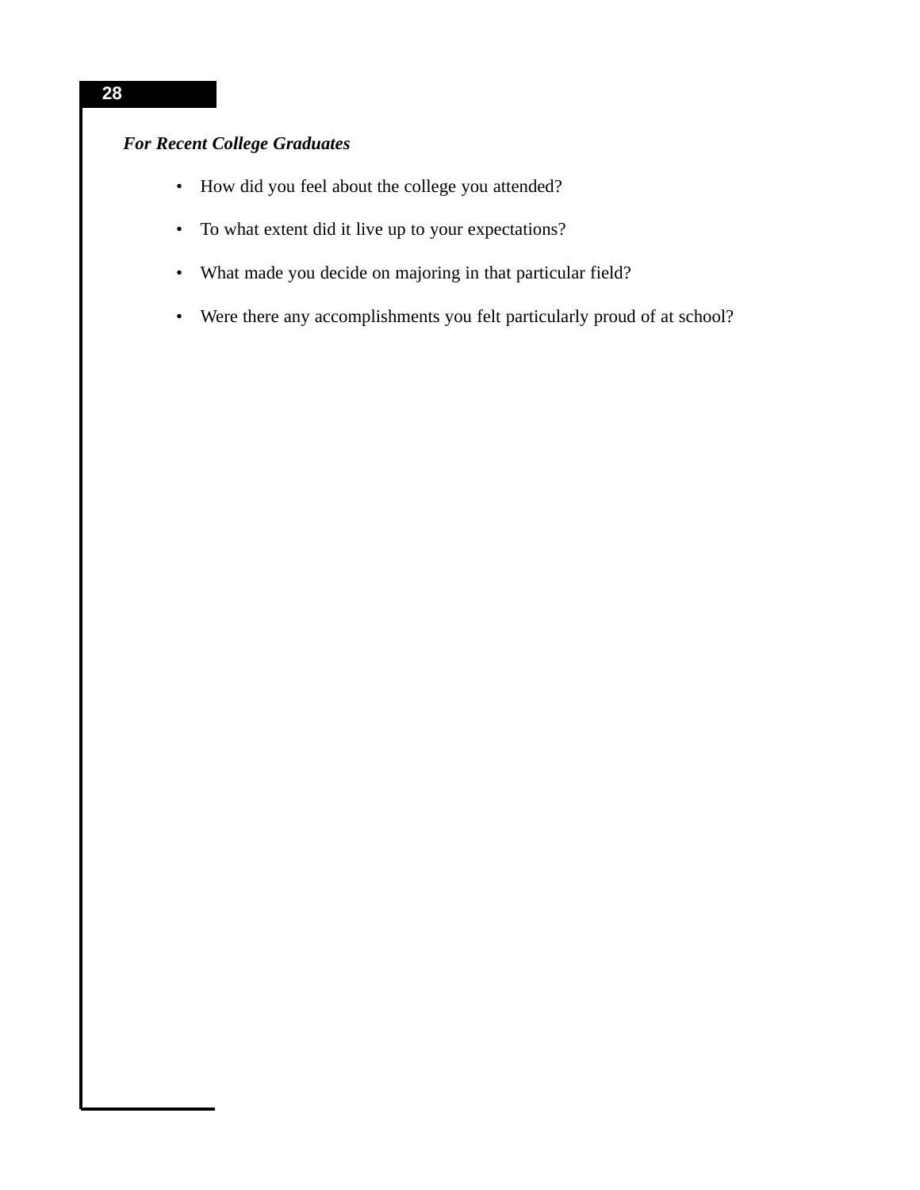***For Recent College Graduates***

- How did you feel about the college you attended?
- To what extent did it live up to your expectations?
- What made you decide on majoring in that particular field?
- Were there any accomplishments you felt particularly proud of at school?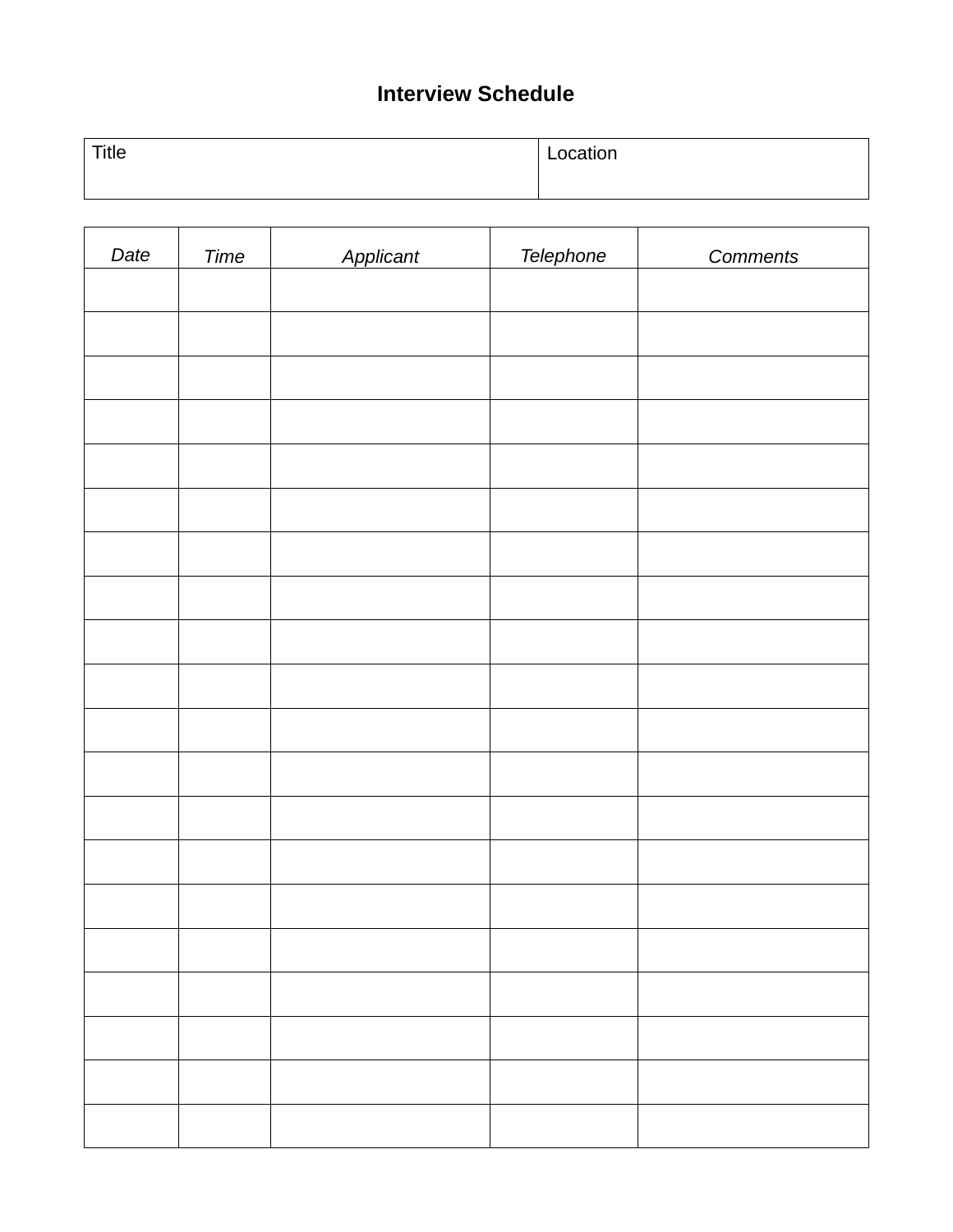# Interview Schedule

| Title | Location |
| --- | --- |
| | |

| *Date* | *Time* | *Applicant* | *Telephone* | *Comments* |
| --- | --- | --- | --- | --- |
| | | | | |
| | | | | |
| | | | | |
| | | | | |
| | | | | |
| | | | | |
| | | | | |
| | | | | |
| | | | | |
| | | | | |
| | | | | |
| | | | | |
| | | | | |
| | | | | |
| | | | | |
| | | | | |
| | | | | |
| | | | | |
| | | | | |
| | | | | |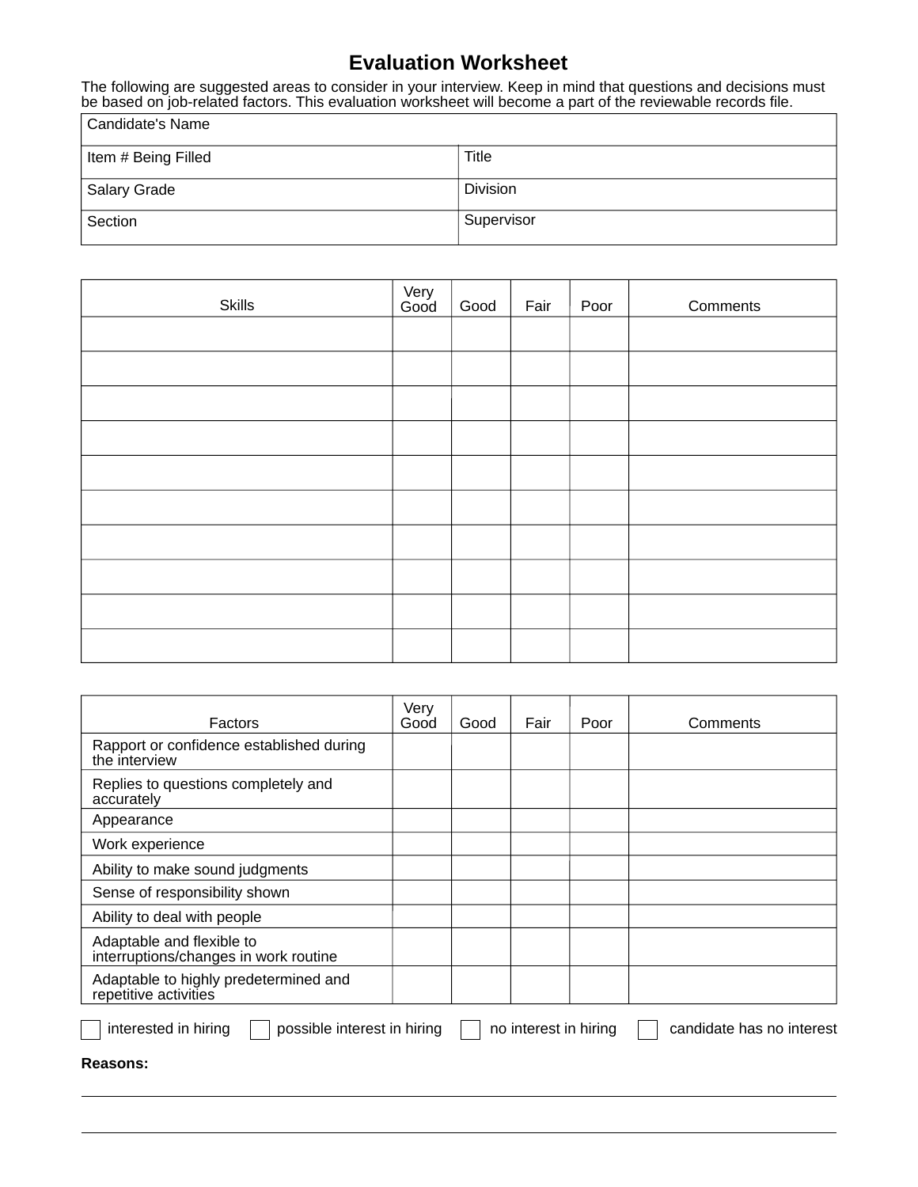# Evaluation Worksheet

The following are suggested areas to consider in your interview. Keep in mind that questions and decisions must be based on job-related factors. This evaluation worksheet will become a part of the reviewable records file.

| Candidate's Name | |
|---|---|
| Item # Being Filled | Title |
| Salary Grade | Division |
| Section | Supervisor |

| Skills | Very Good | Good | Fair | Poor | Comments |
|---|---|---|---|---|---|
| | | | | | |
| | | | | | |
| | | | | | |
| | | | | | |
| | | | | | |
| | | | | | |
| | | | | | |
| | | | | | |
| | | | | | |
| | | | | | |

| Factors | Very Good | Good | Fair | Poor | Comments |
|---|---|---|---|---|---|
| Rapport or confidence established during the interview | | | | | |
| Replies to questions completely and accurately | | | | | |
| Appearance | | | | | |
| Work experience | | | | | |
| Ability to make sound judgments | | | | | |
| Sense of responsibility shown | | | | | |
| Ability to deal with people | | | | | |
| Adaptable and flexible to interruptions/changes in work routine | | | | | |
| Adaptable to highly predetermined and repetitive activities | | | | | |

☐ interested in hiring ☐ possible interest in hiring ☐ no interest in hiring ☐ candidate has no interest

**Reasons:**

______________________________________________________________________

______________________________________________________________________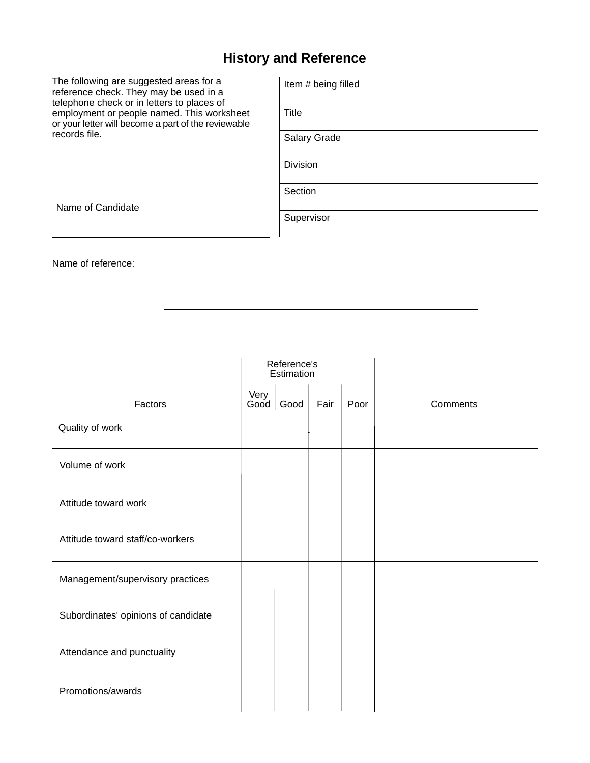# History and Reference

The following are suggested areas for a reference check. They may be used in a telephone check or in letters to places of employment or people named. This worksheet or your letter will become a part of the reviewable records file.

| Item # being filled |
|---|
| Title |
| Salary Grade |
| Division |
| Section |
| Supervisor |

| Name of Candidate |
|---|
| |

Name of reference: \_\_\_\_\_\_\_\_\_\_\_\_\_\_\_\_\_\_\_\_\_\_\_\_\_\_\_\_\_\_\_\_\_\_\_\_\_\_\_\_

\_\_\_\_\_\_\_\_\_\_\_\_\_\_\_\_\_\_\_\_\_\_\_\_\_\_\_\_\_\_\_\_\_\_\_\_\_\_\_\_

\_\_\_\_\_\_\_\_\_\_\_\_\_\_\_\_\_\_\_\_\_\_\_\_\_\_\_\_\_\_\_\_\_\_\_\_\_\_\_\_

| Factors | Reference's Estimation | | | | Comments |
|---|---|---|---|---|---|
| | Very Good | Good | Fair | Poor | |
| Quality of work | | | | | |
| Volume of work | | | | | |
| Attitude toward work | | | | | |
| Attitude toward staff/co-workers | | | | | |
| Management/supervisory practices | | | | | |
| Subordinates' opinions of candidate | | | | | |
| Attendance and punctuality | | | | | |
| Promotions/awards | | | | | |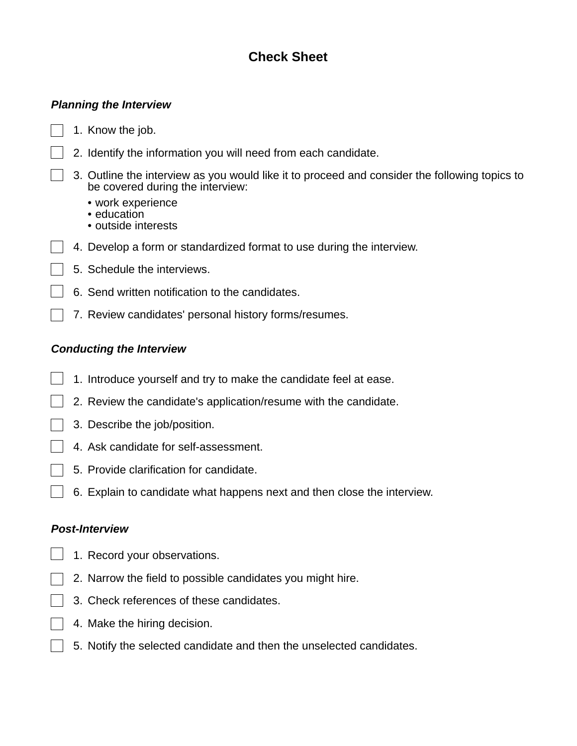# Check Sheet

***Planning the Interview***

- [ ] 1. Know the job.
- [ ] 2. Identify the information you will need from each candidate.
- [ ] 3. Outline the interview as you would like it to proceed and consider the following topics to be covered during the interview:
  - work experience
  - education
  - outside interests
- [ ] 4. Develop a form or standardized format to use during the interview.
- [ ] 5. Schedule the interviews.
- [ ] 6. Send written notification to the candidates.
- [ ] 7. Review candidates' personal history forms/resumes.

***Conducting the Interview***

- [ ] 1. Introduce yourself and try to make the candidate feel at ease.
- [ ] 2. Review the candidate's application/resume with the candidate.
- [ ] 3. Describe the job/position.
- [ ] 4. Ask candidate for self-assessment.
- [ ] 5. Provide clarification for candidate.
- [ ] 6. Explain to candidate what happens next and then close the interview.

***Post-Interview***

- [ ] 1. Record your observations.
- [ ] 2. Narrow the field to possible candidates you might hire.
- [ ] 3. Check references of these candidates.
- [ ] 4. Make the hiring decision.
- [ ] 5. Notify the selected candidate and then the unselected candidates.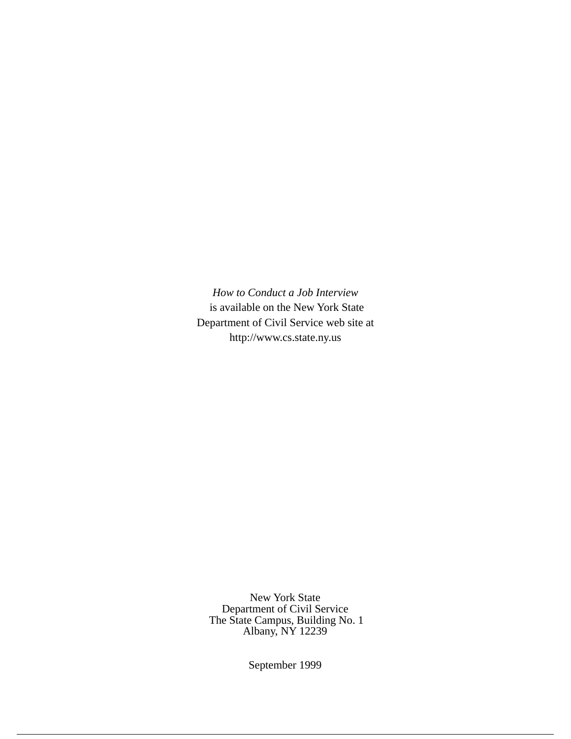*How to Conduct a Job Interview*
is available on the New York State
Department of Civil Service web site at
http://www.cs.state.ny.us

New York State
Department of Civil Service
The State Campus, Building No. 1
Albany, NY 12239

September 1999